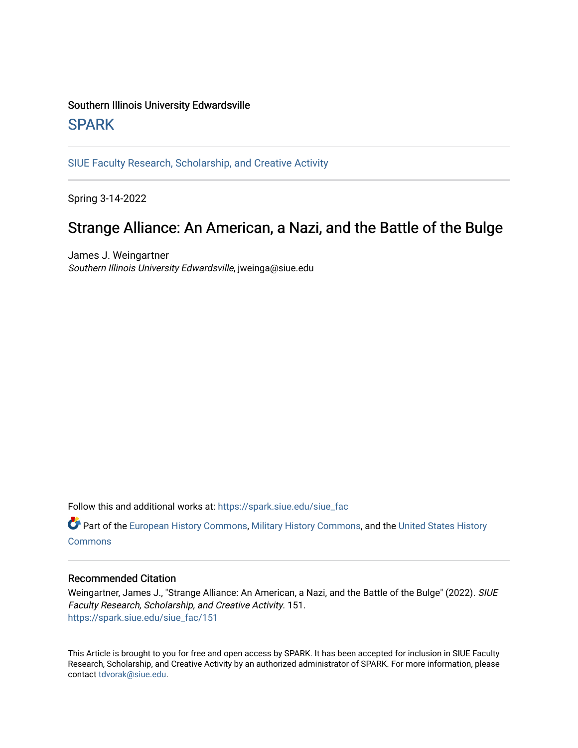Southern Illinois University Edwardsville

SPARK

SIUE Faculty Research, Scholarship, and Creative Activity

Spring 3-14-2022

# Strange Alliance: An American, a Nazi, and the Battle of the Bulge

James J. Weingartner
*Southern Illinois University Edwardsville*, jweinga@siue.edu

Follow this and additional works at: https://spark.siue.edu/siue_fac

Part of the European History Commons, Military History Commons, and the United States History Commons

## Recommended Citation

Weingartner, James J., "Strange Alliance: An American, a Nazi, and the Battle of the Bulge" (2022). *SIUE Faculty Research, Scholarship, and Creative Activity*. 151.
https://spark.siue.edu/siue_fac/151

This Article is brought to you for free and open access by SPARK. It has been accepted for inclusion in SIUE Faculty Research, Scholarship, and Creative Activity by an authorized administrator of SPARK. For more information, please contact tdvorak@siue.edu.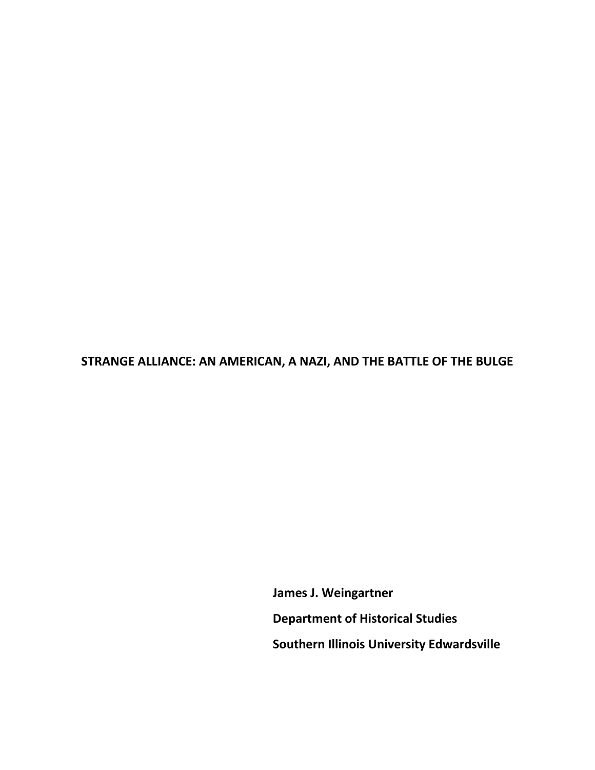# STRANGE ALLIANCE: AN AMERICAN, A NAZI, AND THE BATTLE OF THE BULGE

**James J. Weingartner**

**Department of Historical Studies**

**Southern Illinois University Edwardsville**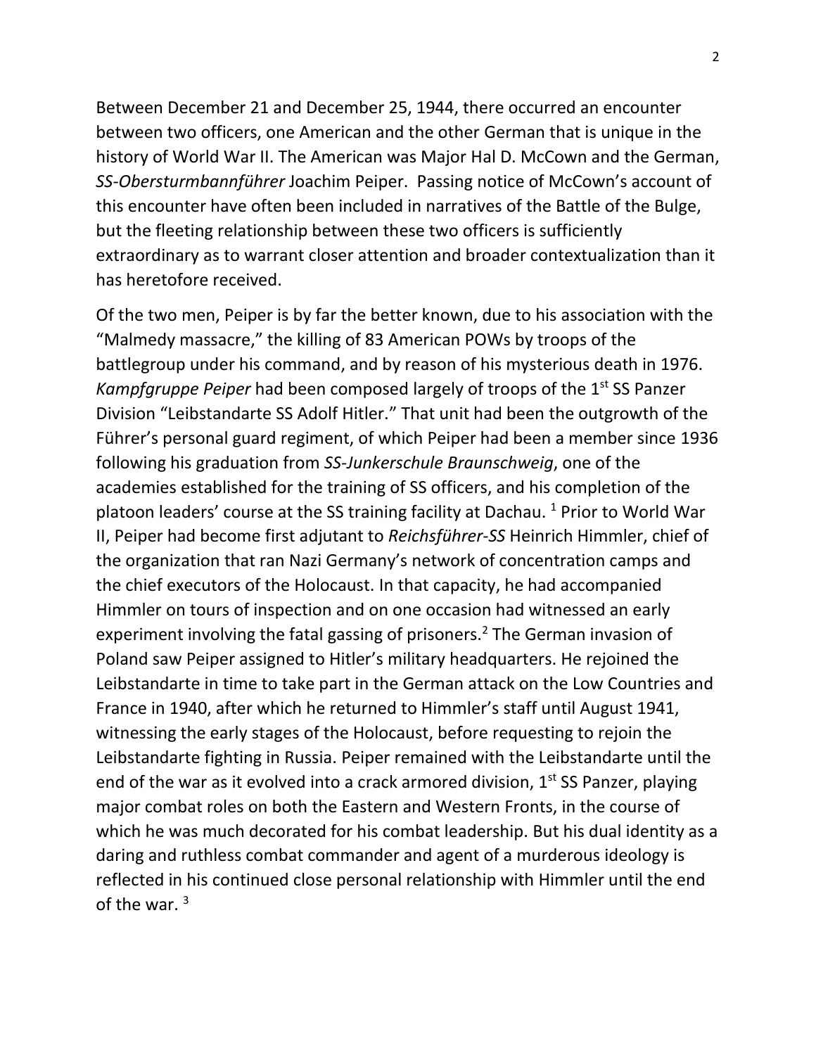Between December 21 and December 25, 1944, there occurred an encounter between two officers, one American and the other German that is unique in the history of World War II. The American was Major Hal D. McCown and the German, *SS-Obersturmbannführer* Joachim Peiper. Passing notice of McCown's account of this encounter have often been included in narratives of the Battle of the Bulge, but the fleeting relationship between these two officers is sufficiently extraordinary as to warrant closer attention and broader contextualization than it has heretofore received.

Of the two men, Peiper is by far the better known, due to his association with the "Malmedy massacre," the killing of 83 American POWs by troops of the battlegroup under his command, and by reason of his mysterious death in 1976. *Kampfgruppe Peiper* had been composed largely of troops of the 1st SS Panzer Division "Leibstandarte SS Adolf Hitler." That unit had been the outgrowth of the Führer's personal guard regiment, of which Peiper had been a member since 1936 following his graduation from *SS-Junkerschule Braunschweig*, one of the academies established for the training of SS officers, and his completion of the platoon leaders' course at the SS training facility at Dachau. [1] Prior to World War II, Peiper had become first adjutant to *Reichsführer-SS* Heinrich Himmler, chief of the organization that ran Nazi Germany's network of concentration camps and the chief executors of the Holocaust. In that capacity, he had accompanied Himmler on tours of inspection and on one occasion had witnessed an early experiment involving the fatal gassing of prisoners.[2] The German invasion of Poland saw Peiper assigned to Hitler's military headquarters. He rejoined the Leibstandarte in time to take part in the German attack on the Low Countries and France in 1940, after which he returned to Himmler's staff until August 1941, witnessing the early stages of the Holocaust, before requesting to rejoin the Leibstandarte fighting in Russia. Peiper remained with the Leibstandarte until the end of the war as it evolved into a crack armored division, 1st SS Panzer, playing major combat roles on both the Eastern and Western Fronts, in the course of which he was much decorated for his combat leadership. But his dual identity as a daring and ruthless combat commander and agent of a murderous ideology is reflected in his continued close personal relationship with Himmler until the end of the war. [3]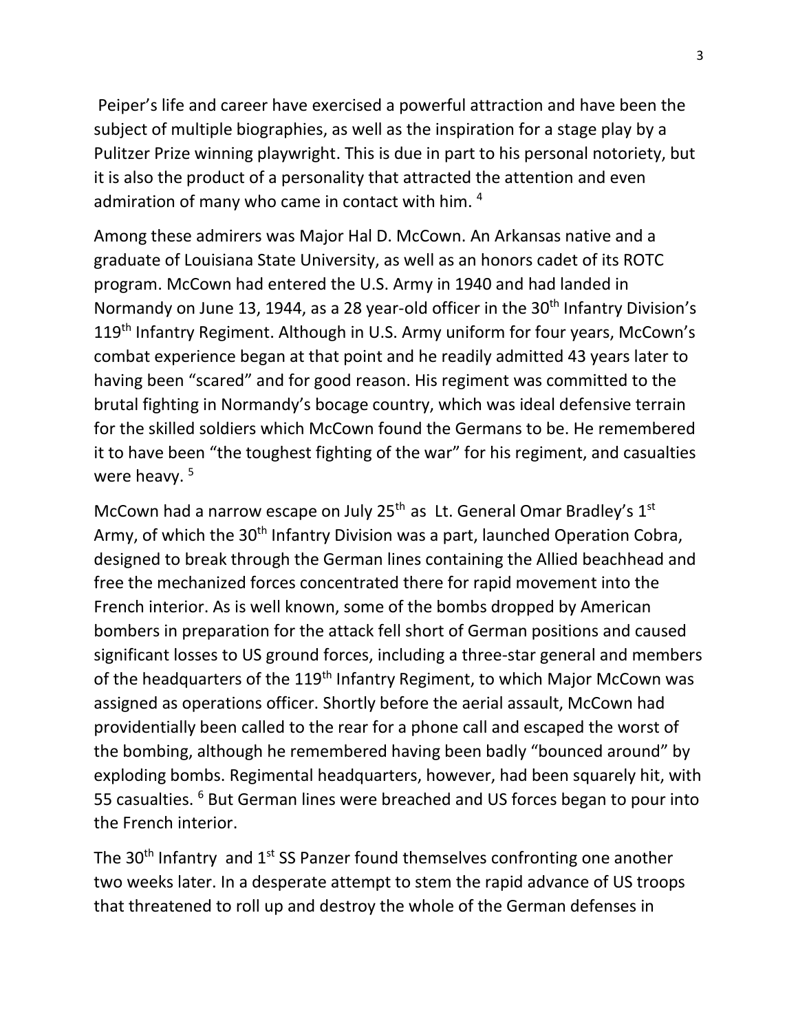Peiper's life and career have exercised a powerful attraction and have been the subject of multiple biographies, as well as the inspiration for a stage play by a Pulitzer Prize winning playwright. This is due in part to his personal notoriety, but it is also the product of a personality that attracted the attention and even admiration of many who came in contact with him. [4]

Among these admirers was Major Hal D. McCown. An Arkansas native and a graduate of Louisiana State University, as well as an honors cadet of its ROTC program. McCown had entered the U.S. Army in 1940 and had landed in Normandy on June 13, 1944, as a 28 year-old officer in the 30th Infantry Division's 119th Infantry Regiment. Although in U.S. Army uniform for four years, McCown's combat experience began at that point and he readily admitted 43 years later to having been "scared" and for good reason. His regiment was committed to the brutal fighting in Normandy's bocage country, which was ideal defensive terrain for the skilled soldiers which McCown found the Germans to be. He remembered it to have been "the toughest fighting of the war" for his regiment, and casualties were heavy. [5]

McCown had a narrow escape on July 25th as Lt. General Omar Bradley's 1st Army, of which the 30th Infantry Division was a part, launched Operation Cobra, designed to break through the German lines containing the Allied beachhead and free the mechanized forces concentrated there for rapid movement into the French interior. As is well known, some of the bombs dropped by American bombers in preparation for the attack fell short of German positions and caused significant losses to US ground forces, including a three-star general and members of the headquarters of the 119th Infantry Regiment, to which Major McCown was assigned as operations officer. Shortly before the aerial assault, McCown had providentially been called to the rear for a phone call and escaped the worst of the bombing, although he remembered having been badly "bounced around" by exploding bombs. Regimental headquarters, however, had been squarely hit, with 55 casualties. [6] But German lines were breached and US forces began to pour into the French interior.

The 30th Infantry and 1st SS Panzer found themselves confronting one another two weeks later. In a desperate attempt to stem the rapid advance of US troops that threatened to roll up and destroy the whole of the German defenses in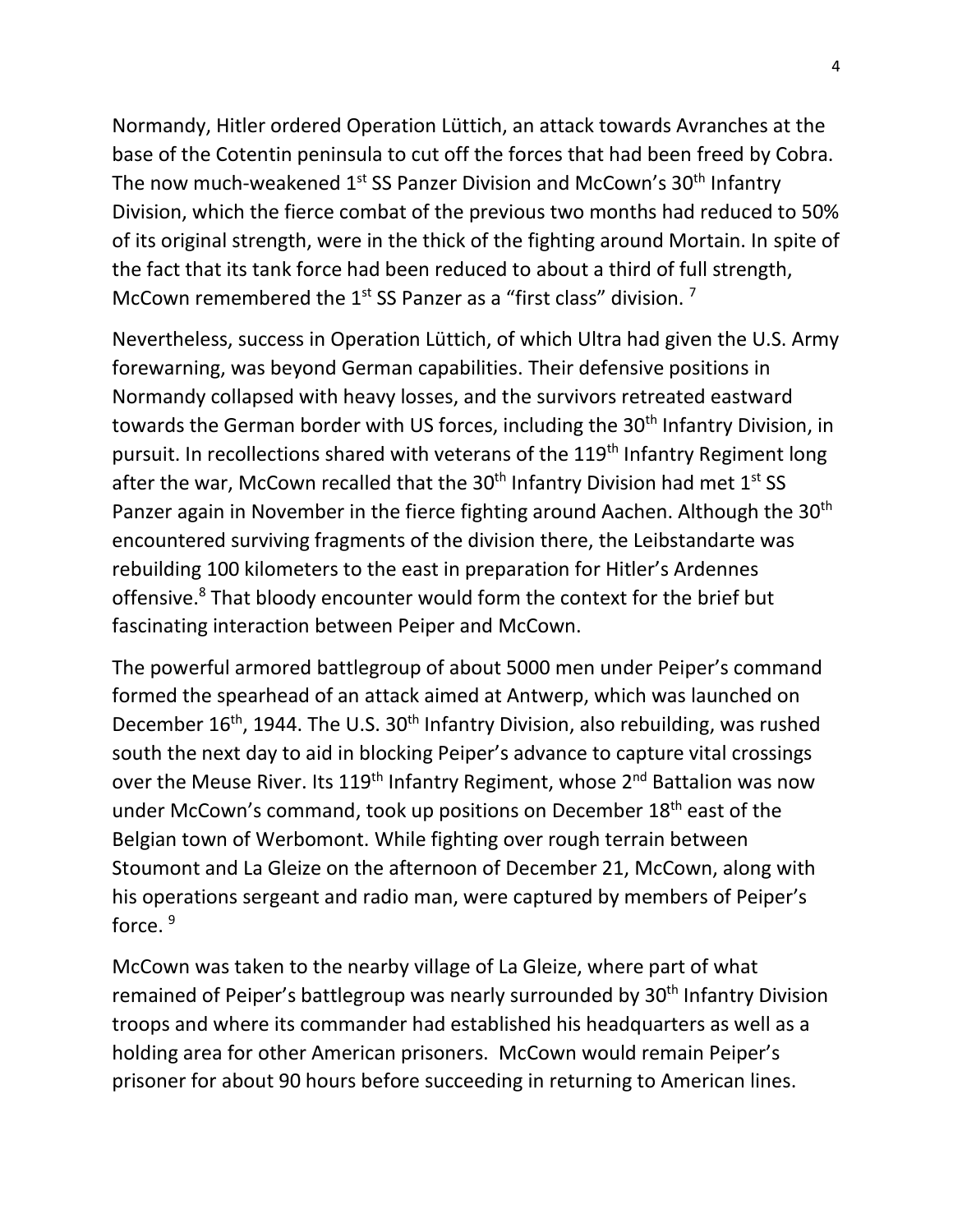Normandy, Hitler ordered Operation Lüttich, an attack towards Avranches at the base of the Cotentin peninsula to cut off the forces that had been freed by Cobra. The now much-weakened 1st SS Panzer Division and McCown's 30th Infantry Division, which the fierce combat of the previous two months had reduced to 50% of its original strength, were in the thick of the fighting around Mortain. In spite of the fact that its tank force had been reduced to about a third of full strength, McCown remembered the 1st SS Panzer as a "first class" division. [7]

Nevertheless, success in Operation Lüttich, of which Ultra had given the U.S. Army forewarning, was beyond German capabilities. Their defensive positions in Normandy collapsed with heavy losses, and the survivors retreated eastward towards the German border with US forces, including the 30th Infantry Division, in pursuit. In recollections shared with veterans of the 119th Infantry Regiment long after the war, McCown recalled that the 30th Infantry Division had met 1st SS Panzer again in November in the fierce fighting around Aachen. Although the 30th encountered surviving fragments of the division there, the Leibstandarte was rebuilding 100 kilometers to the east in preparation for Hitler's Ardennes offensive.[8] That bloody encounter would form the context for the brief but fascinating interaction between Peiper and McCown.

The powerful armored battlegroup of about 5000 men under Peiper's command formed the spearhead of an attack aimed at Antwerp, which was launched on December 16th, 1944. The U.S. 30th Infantry Division, also rebuilding, was rushed south the next day to aid in blocking Peiper's advance to capture vital crossings over the Meuse River. Its 119th Infantry Regiment, whose 2nd Battalion was now under McCown's command, took up positions on December 18th east of the Belgian town of Werbomont. While fighting over rough terrain between Stoumont and La Gleize on the afternoon of December 21, McCown, along with his operations sergeant and radio man, were captured by members of Peiper's force. [9]

McCown was taken to the nearby village of La Gleize, where part of what remained of Peiper's battlegroup was nearly surrounded by 30th Infantry Division troops and where its commander had established his headquarters as well as a holding area for other American prisoners. McCown would remain Peiper's prisoner for about 90 hours before succeeding in returning to American lines.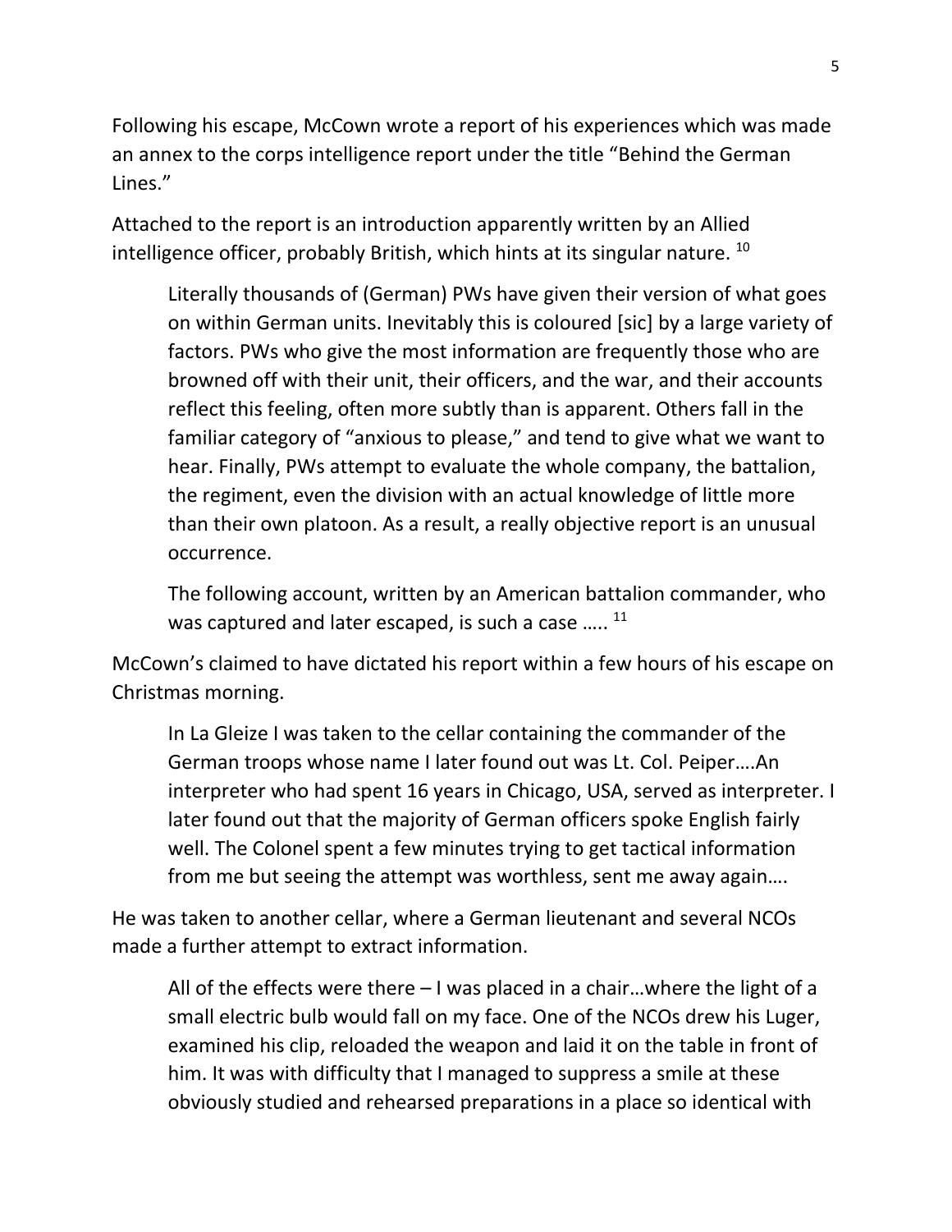Following his escape, McCown wrote a report of his experiences which was made an annex to the corps intelligence report under the title "Behind the German Lines."

Attached to the report is an introduction apparently written by an Allied intelligence officer, probably British, which hints at its singular nature. [10]

> Literally thousands of (German) PWs have given their version of what goes on within German units. Inevitably this is coloured [sic] by a large variety of factors. PWs who give the most information are frequently those who are browned off with their unit, their officers, and the war, and their accounts reflect this feeling, often more subtly than is apparent. Others fall in the familiar category of "anxious to please," and tend to give what we want to hear. Finally, PWs attempt to evaluate the whole company, the battalion, the regiment, even the division with an actual knowledge of little more than their own platoon. As a result, a really objective report is an unusual occurrence.
>
> The following account, written by an American battalion commander, who was captured and later escaped, is such a case ….. [11]

McCown's claimed to have dictated his report within a few hours of his escape on Christmas morning.

> In La Gleize I was taken to the cellar containing the commander of the German troops whose name I later found out was Lt. Col. Peiper….An interpreter who had spent 16 years in Chicago, USA, served as interpreter. I later found out that the majority of German officers spoke English fairly well. The Colonel spent a few minutes trying to get tactical information from me but seeing the attempt was worthless, sent me away again….

He was taken to another cellar, where a German lieutenant and several NCOs made a further attempt to extract information.

> All of the effects were there – I was placed in a chair…where the light of a small electric bulb would fall on my face. One of the NCOs drew his Luger, examined his clip, reloaded the weapon and laid it on the table in front of him. It was with difficulty that I managed to suppress a smile at these obviously studied and rehearsed preparations in a place so identical with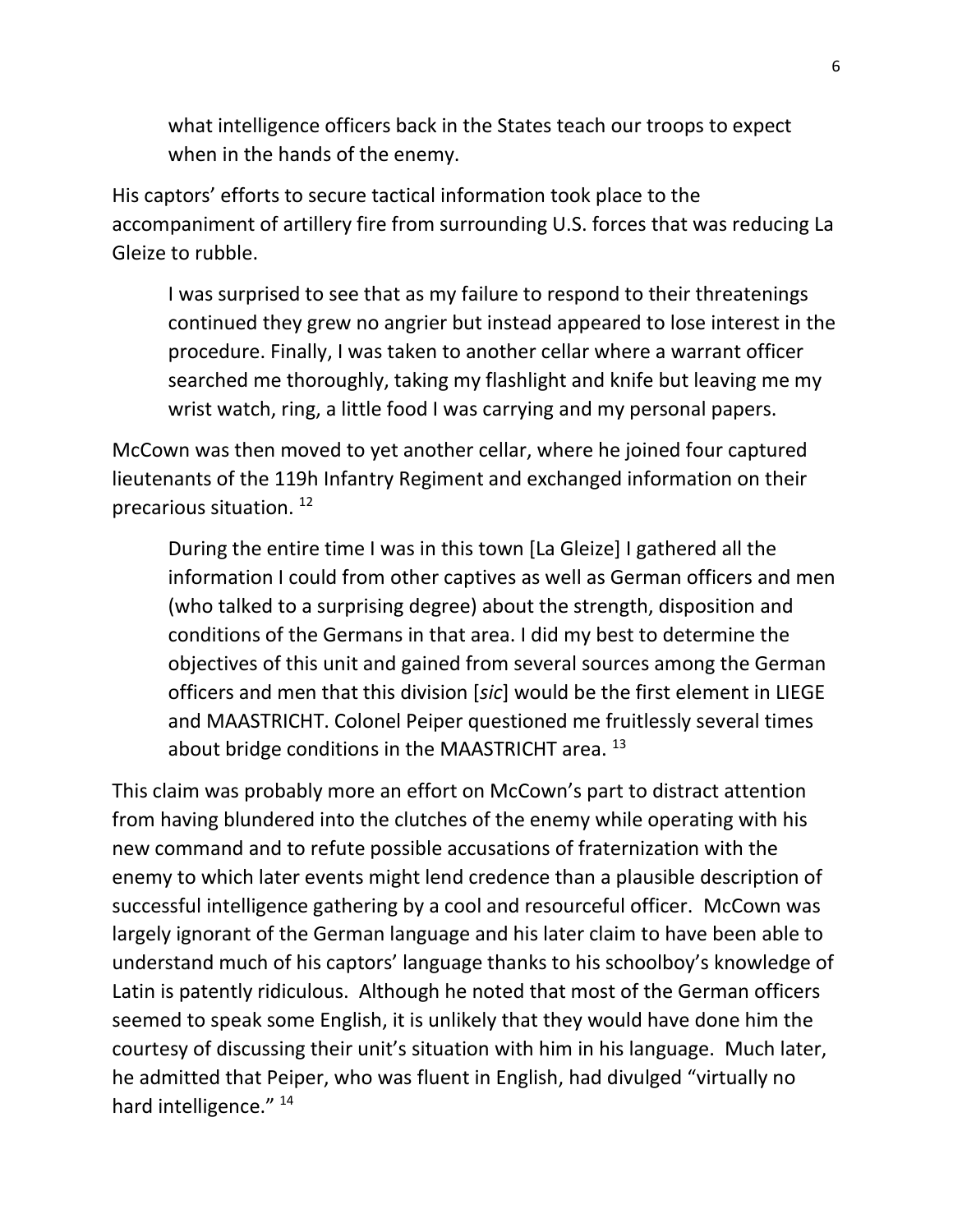> what intelligence officers back in the States teach our troops to expect when in the hands of the enemy.

His captors' efforts to secure tactical information took place to the accompaniment of artillery fire from surrounding U.S. forces that was reducing La Gleize to rubble.

> I was surprised to see that as my failure to respond to their threatenings continued they grew no angrier but instead appeared to lose interest in the procedure. Finally, I was taken to another cellar where a warrant officer searched me thoroughly, taking my flashlight and knife but leaving me my wrist watch, ring, a little food I was carrying and my personal papers.

McCown was then moved to yet another cellar, where he joined four captured lieutenants of the 119h Infantry Regiment and exchanged information on their precarious situation. [12]

> During the entire time I was in this town [La Gleize] I gathered all the information I could from other captives as well as German officers and men (who talked to a surprising degree) about the strength, disposition and conditions of the Germans in that area. I did my best to determine the objectives of this unit and gained from several sources among the German officers and men that this division [*sic*] would be the first element in LIEGE and MAASTRICHT. Colonel Peiper questioned me fruitlessly several times about bridge conditions in the MAASTRICHT area. [13]

This claim was probably more an effort on McCown's part to distract attention from having blundered into the clutches of the enemy while operating with his new command and to refute possible accusations of fraternization with the enemy to which later events might lend credence than a plausible description of successful intelligence gathering by a cool and resourceful officer. McCown was largely ignorant of the German language and his later claim to have been able to understand much of his captors' language thanks to his schoolboy's knowledge of Latin is patently ridiculous. Although he noted that most of the German officers seemed to speak some English, it is unlikely that they would have done him the courtesy of discussing their unit's situation with him in his language. Much later, he admitted that Peiper, who was fluent in English, had divulged "virtually no hard intelligence." [14]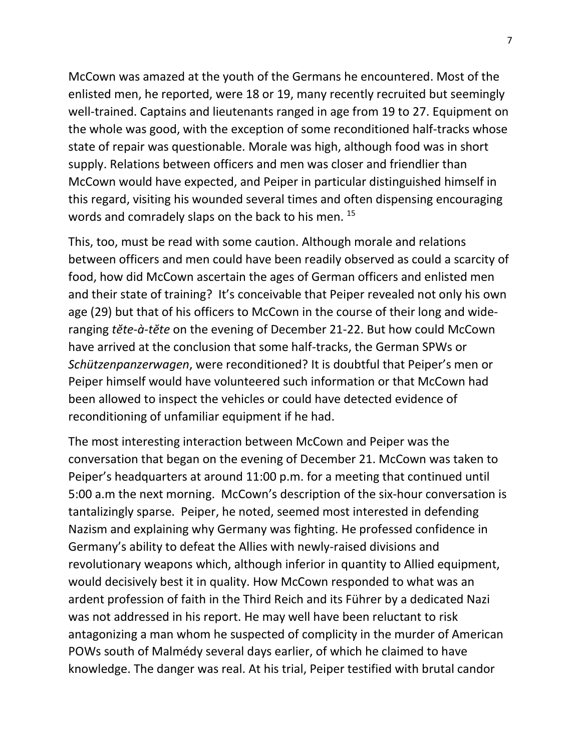McCown was amazed at the youth of the Germans he encountered. Most of the enlisted men, he reported, were 18 or 19, many recently recruited but seemingly well-trained. Captains and lieutenants ranged in age from 19 to 27. Equipment on the whole was good, with the exception of some reconditioned half-tracks whose state of repair was questionable. Morale was high, although food was in short supply. Relations between officers and men was closer and friendlier than McCown would have expected, and Peiper in particular distinguished himself in this regard, visiting his wounded several times and often dispensing encouraging words and comradely slaps on the back to his men. [15]

This, too, must be read with some caution. Although morale and relations between officers and men could have been readily observed as could a scarcity of food, how did McCown ascertain the ages of German officers and enlisted men and their state of training? It's conceivable that Peiper revealed not only his own age (29) but that of his officers to McCown in the course of their long and wide-ranging *tĕte-à-tĕte* on the evening of December 21-22. But how could McCown have arrived at the conclusion that some half-tracks, the German SPWs or *Schützenpanzerwagen*, were reconditioned? It is doubtful that Peiper's men or Peiper himself would have volunteered such information or that McCown had been allowed to inspect the vehicles or could have detected evidence of reconditioning of unfamiliar equipment if he had.

The most interesting interaction between McCown and Peiper was the conversation that began on the evening of December 21. McCown was taken to Peiper's headquarters at around 11:00 p.m. for a meeting that continued until 5:00 a.m the next morning. McCown's description of the six-hour conversation is tantalizingly sparse. Peiper, he noted, seemed most interested in defending Nazism and explaining why Germany was fighting. He professed confidence in Germany's ability to defeat the Allies with newly-raised divisions and revolutionary weapons which, although inferior in quantity to Allied equipment, would decisively best it in quality. How McCown responded to what was an ardent profession of faith in the Third Reich and its Führer by a dedicated Nazi was not addressed in his report. He may well have been reluctant to risk antagonizing a man whom he suspected of complicity in the murder of American POWs south of Malmédy several days earlier, of which he claimed to have knowledge. The danger was real. At his trial, Peiper testified with brutal candor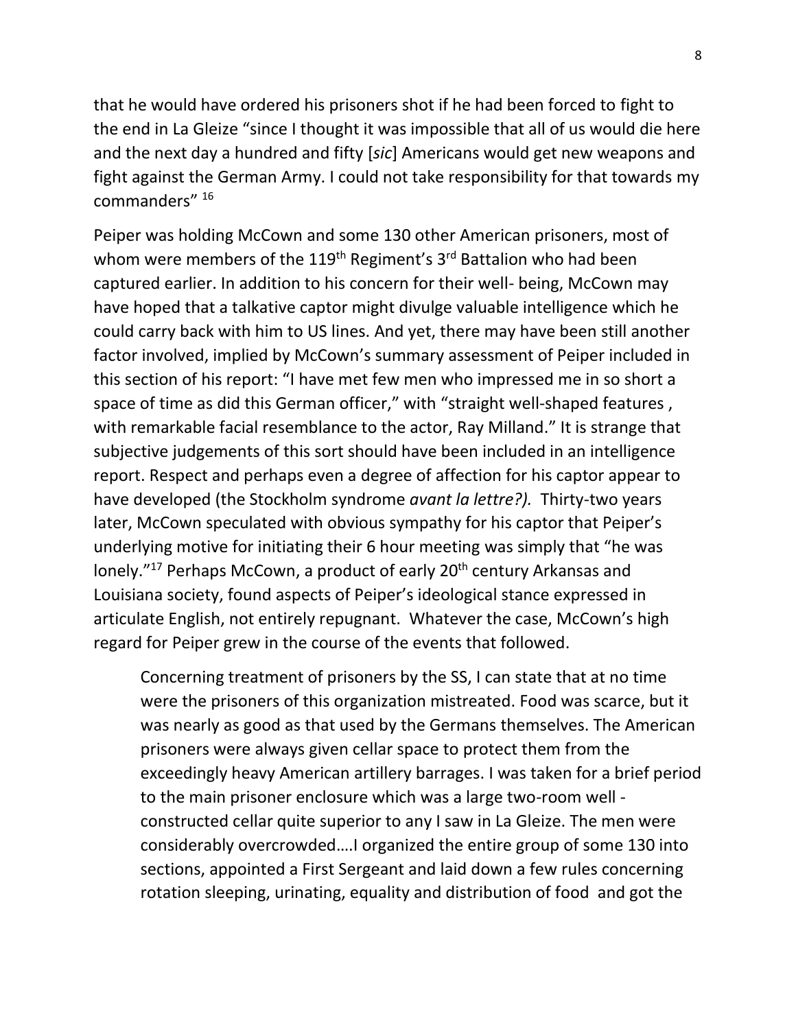that he would have ordered his prisoners shot if he had been forced to fight to the end in La Gleize "since I thought it was impossible that all of us would die here and the next day a hundred and fifty [*sic*] Americans would get new weapons and fight against the German Army. I could not take responsibility for that towards my commanders" [16]

Peiper was holding McCown and some 130 other American prisoners, most of whom were members of the 119th Regiment's 3rd Battalion who had been captured earlier. In addition to his concern for their well- being, McCown may have hoped that a talkative captor might divulge valuable intelligence which he could carry back with him to US lines. And yet, there may have been still another factor involved, implied by McCown's summary assessment of Peiper included in this section of his report: "I have met few men who impressed me in so short a space of time as did this German officer," with "straight well-shaped features , with remarkable facial resemblance to the actor, Ray Milland." It is strange that subjective judgements of this sort should have been included in an intelligence report. Respect and perhaps even a degree of affection for his captor appear to have developed (the Stockholm syndrome *avant la lettre?).* Thirty-two years later, McCown speculated with obvious sympathy for his captor that Peiper's underlying motive for initiating their 6 hour meeting was simply that "he was lonely."[17] Perhaps McCown, a product of early 20th century Arkansas and Louisiana society, found aspects of Peiper's ideological stance expressed in articulate English, not entirely repugnant. Whatever the case, McCown's high regard for Peiper grew in the course of the events that followed.

> Concerning treatment of prisoners by the SS, I can state that at no time were the prisoners of this organization mistreated. Food was scarce, but it was nearly as good as that used by the Germans themselves. The American prisoners were always given cellar space to protect them from the exceedingly heavy American artillery barrages. I was taken for a brief period to the main prisoner enclosure which was a large two-room well - constructed cellar quite superior to any I saw in La Gleize. The men were considerably overcrowded….I organized the entire group of some 130 into sections, appointed a First Sergeant and laid down a few rules concerning rotation sleeping, urinating, equality and distribution of food and got the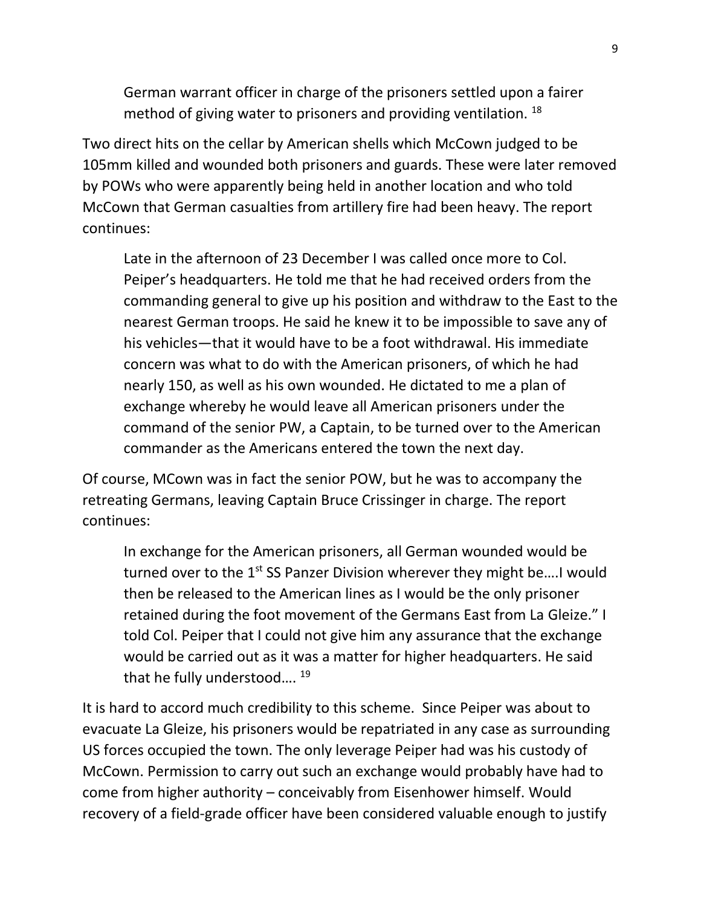> German warrant officer in charge of the prisoners settled upon a fairer method of giving water to prisoners and providing ventilation. [18]

Two direct hits on the cellar by American shells which McCown judged to be 105mm killed and wounded both prisoners and guards. These were later removed by POWs who were apparently being held in another location and who told McCown that German casualties from artillery fire had been heavy. The report continues:

> Late in the afternoon of 23 December I was called once more to Col. Peiper's headquarters. He told me that he had received orders from the commanding general to give up his position and withdraw to the East to the nearest German troops. He said he knew it to be impossible to save any of his vehicles—that it would have to be a foot withdrawal. His immediate concern was what to do with the American prisoners, of which he had nearly 150, as well as his own wounded. He dictated to me a plan of exchange whereby he would leave all American prisoners under the command of the senior PW, a Captain, to be turned over to the American commander as the Americans entered the town the next day.

Of course, MCown was in fact the senior POW, but he was to accompany the retreating Germans, leaving Captain Bruce Crissinger in charge. The report continues:

> In exchange for the American prisoners, all German wounded would be turned over to the 1st SS Panzer Division wherever they might be….I would then be released to the American lines as I would be the only prisoner retained during the foot movement of the Germans East from La Gleize." I told Col. Peiper that I could not give him any assurance that the exchange would be carried out as it was a matter for higher headquarters. He said that he fully understood…. [19]

It is hard to accord much credibility to this scheme. Since Peiper was about to evacuate La Gleize, his prisoners would be repatriated in any case as surrounding US forces occupied the town. The only leverage Peiper had was his custody of McCown. Permission to carry out such an exchange would probably have had to come from higher authority – conceivably from Eisenhower himself. Would recovery of a field-grade officer have been considered valuable enough to justify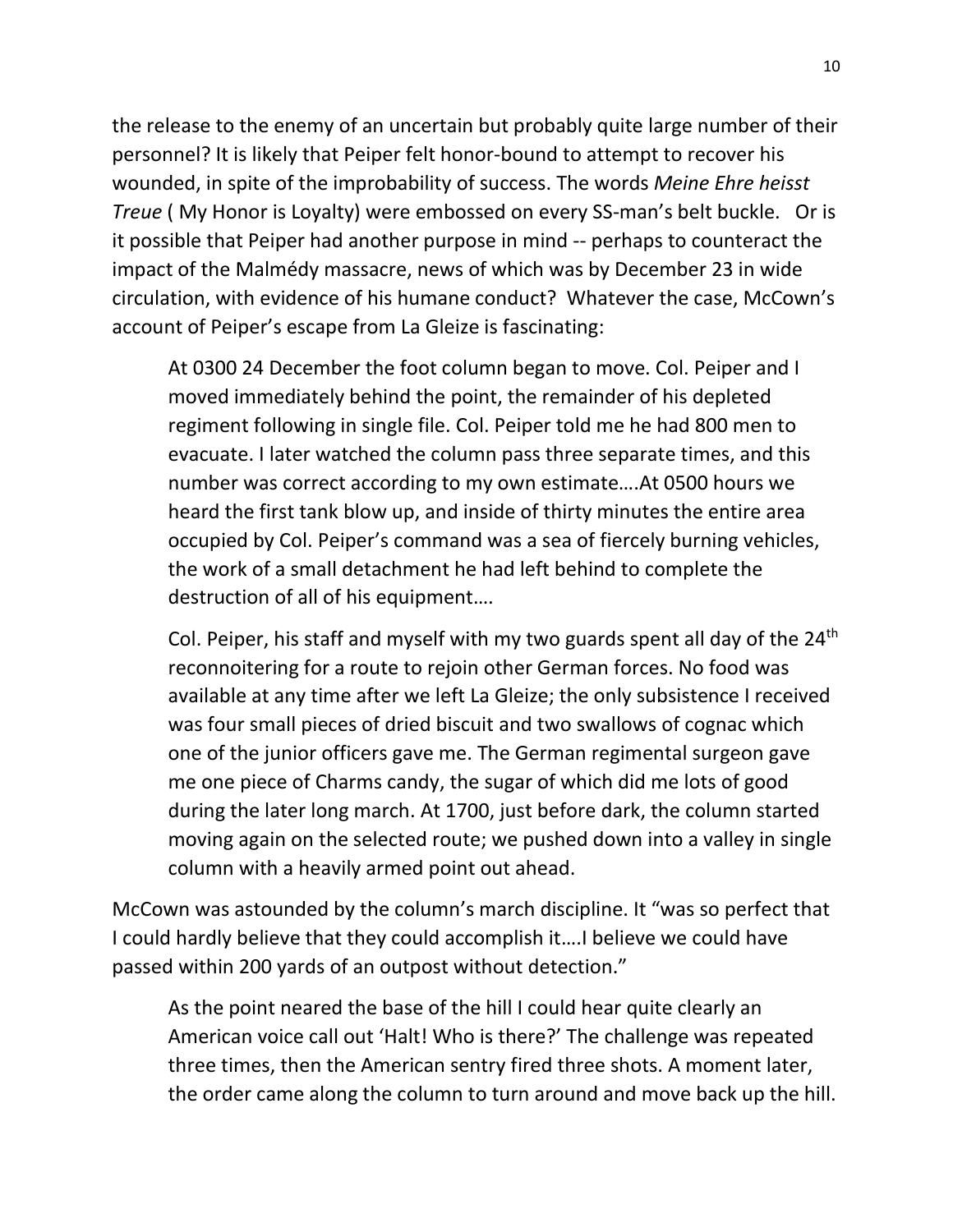the release to the enemy of an uncertain but probably quite large number of their personnel? It is likely that Peiper felt honor-bound to attempt to recover his wounded, in spite of the improbability of success. The words *Meine Ehre heisst Treue* ( My Honor is Loyalty) were embossed on every SS-man's belt buckle. Or is it possible that Peiper had another purpose in mind -- perhaps to counteract the impact of the Malmédy massacre, news of which was by December 23 in wide circulation, with evidence of his humane conduct? Whatever the case, McCown's account of Peiper's escape from La Gleize is fascinating:

> At 0300 24 December the foot column began to move. Col. Peiper and I moved immediately behind the point, the remainder of his depleted regiment following in single file. Col. Peiper told me he had 800 men to evacuate. I later watched the column pass three separate times, and this number was correct according to my own estimate….At 0500 hours we heard the first tank blow up, and inside of thirty minutes the entire area occupied by Col. Peiper's command was a sea of fiercely burning vehicles, the work of a small detachment he had left behind to complete the destruction of all of his equipment….
>
> Col. Peiper, his staff and myself with my two guards spent all day of the 24th reconnoitering for a route to rejoin other German forces. No food was available at any time after we left La Gleize; the only subsistence I received was four small pieces of dried biscuit and two swallows of cognac which one of the junior officers gave me. The German regimental surgeon gave me one piece of Charms candy, the sugar of which did me lots of good during the later long march. At 1700, just before dark, the column started moving again on the selected route; we pushed down into a valley in single column with a heavily armed point out ahead.

McCown was astounded by the column's march discipline. It "was so perfect that I could hardly believe that they could accomplish it….I believe we could have passed within 200 yards of an outpost without detection."

> As the point neared the base of the hill I could hear quite clearly an American voice call out 'Halt! Who is there?' The challenge was repeated three times, then the American sentry fired three shots. A moment later, the order came along the column to turn around and move back up the hill.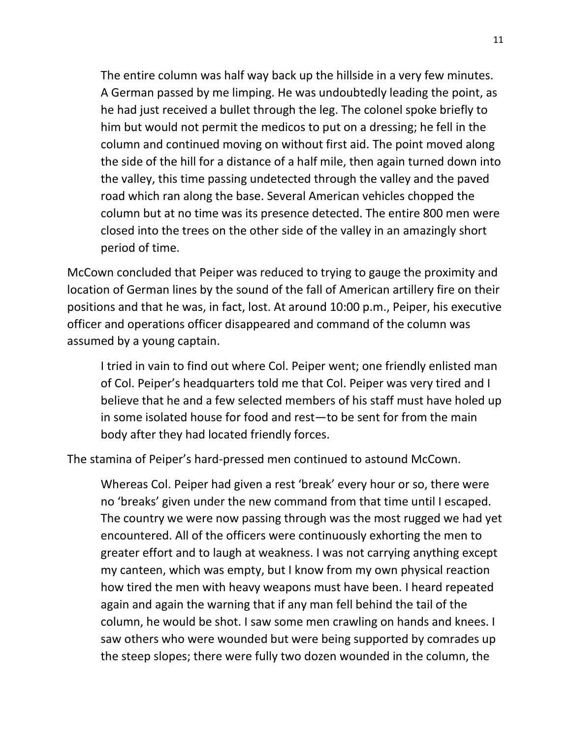> The entire column was half way back up the hillside in a very few minutes. A German passed by me limping. He was undoubtedly leading the point, as he had just received a bullet through the leg. The colonel spoke briefly to him but would not permit the medicos to put on a dressing; he fell in the column and continued moving on without first aid. The point moved along the side of the hill for a distance of a half mile, then again turned down into the valley, this time passing undetected through the valley and the paved road which ran along the base. Several American vehicles chopped the column but at no time was its presence detected. The entire 800 men were closed into the trees on the other side of the valley in an amazingly short period of time.

McCown concluded that Peiper was reduced to trying to gauge the proximity and location of German lines by the sound of the fall of American artillery fire on their positions and that he was, in fact, lost. At around 10:00 p.m., Peiper, his executive officer and operations officer disappeared and command of the column was assumed by a young captain.

> I tried in vain to find out where Col. Peiper went; one friendly enlisted man of Col. Peiper's headquarters told me that Col. Peiper was very tired and I believe that he and a few selected members of his staff must have holed up in some isolated house for food and rest—to be sent for from the main body after they had located friendly forces.

The stamina of Peiper's hard-pressed men continued to astound McCown.

> Whereas Col. Peiper had given a rest 'break' every hour or so, there were no 'breaks' given under the new command from that time until I escaped. The country we were now passing through was the most rugged we had yet encountered. All of the officers were continuously exhorting the men to greater effort and to laugh at weakness. I was not carrying anything except my canteen, which was empty, but I know from my own physical reaction how tired the men with heavy weapons must have been. I heard repeated again and again the warning that if any man fell behind the tail of the column, he would be shot. I saw some men crawling on hands and knees. I saw others who were wounded but were being supported by comrades up the steep slopes; there were fully two dozen wounded in the column, the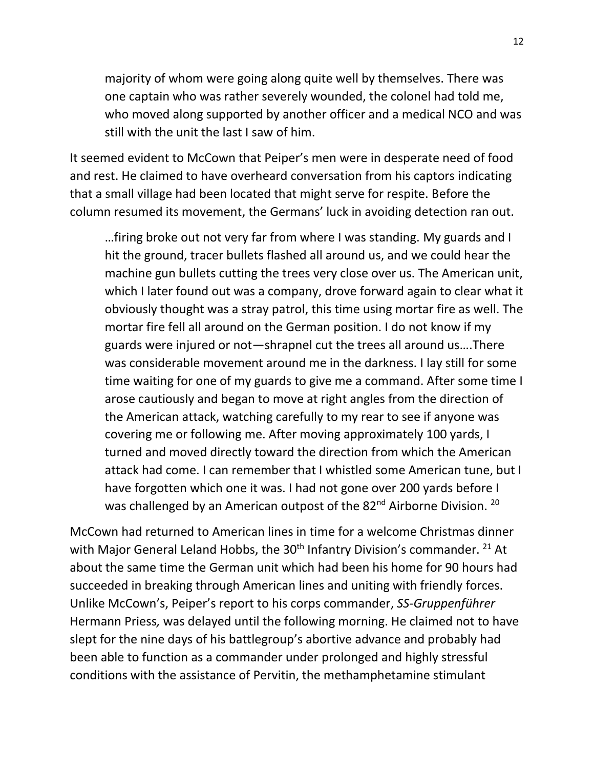> majority of whom were going along quite well by themselves. There was one captain who was rather severely wounded, the colonel had told me, who moved along supported by another officer and a medical NCO and was still with the unit the last I saw of him.

It seemed evident to McCown that Peiper's men were in desperate need of food and rest. He claimed to have overheard conversation from his captors indicating that a small village had been located that might serve for respite. Before the column resumed its movement, the Germans' luck in avoiding detection ran out.

> …firing broke out not very far from where I was standing. My guards and I hit the ground, tracer bullets flashed all around us, and we could hear the machine gun bullets cutting the trees very close over us. The American unit, which I later found out was a company, drove forward again to clear what it obviously thought was a stray patrol, this time using mortar fire as well. The mortar fire fell all around on the German position. I do not know if my guards were injured or not—shrapnel cut the trees all around us….There was considerable movement around me in the darkness. I lay still for some time waiting for one of my guards to give me a command. After some time I arose cautiously and began to move at right angles from the direction of the American attack, watching carefully to my rear to see if anyone was covering me or following me. After moving approximately 100 yards, I turned and moved directly toward the direction from which the American attack had come. I can remember that I whistled some American tune, but I have forgotten which one it was. I had not gone over 200 yards before I was challenged by an American outpost of the 82nd Airborne Division. [20]

McCown had returned to American lines in time for a welcome Christmas dinner with Major General Leland Hobbs, the 30th Infantry Division's commander. [21] At about the same time the German unit which had been his home for 90 hours had succeeded in breaking through American lines and uniting with friendly forces. Unlike McCown's, Peiper's report to his corps commander, *SS-Gruppenführer* Hermann Priess*,* was delayed until the following morning. He claimed not to have slept for the nine days of his battlegroup's abortive advance and probably had been able to function as a commander under prolonged and highly stressful conditions with the assistance of Pervitin, the methamphetamine stimulant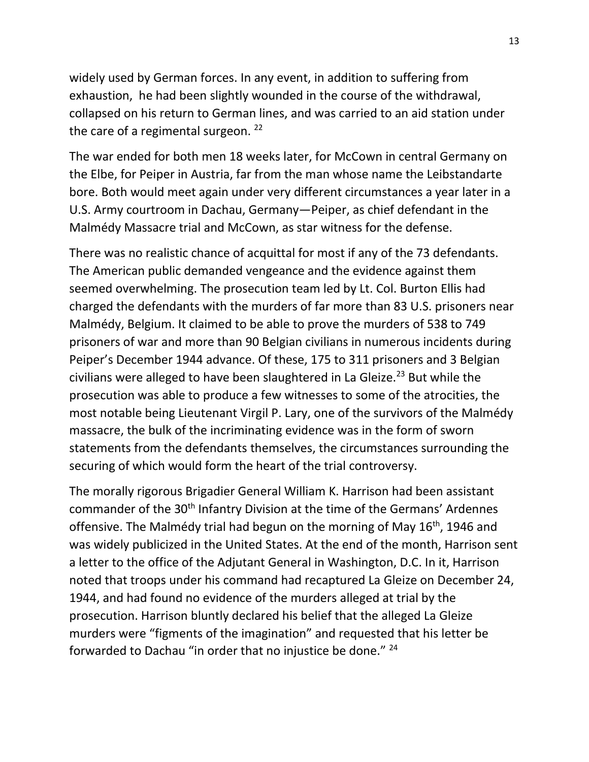widely used by German forces. In any event, in addition to suffering from exhaustion, he had been slightly wounded in the course of the withdrawal, collapsed on his return to German lines, and was carried to an aid station under the care of a regimental surgeon. [22]

The war ended for both men 18 weeks later, for McCown in central Germany on the Elbe, for Peiper in Austria, far from the man whose name the Leibstandarte bore. Both would meet again under very different circumstances a year later in a U.S. Army courtroom in Dachau, Germany—Peiper, as chief defendant in the Malmédy Massacre trial and McCown, as star witness for the defense.

There was no realistic chance of acquittal for most if any of the 73 defendants. The American public demanded vengeance and the evidence against them seemed overwhelming. The prosecution team led by Lt. Col. Burton Ellis had charged the defendants with the murders of far more than 83 U.S. prisoners near Malmédy, Belgium. It claimed to be able to prove the murders of 538 to 749 prisoners of war and more than 90 Belgian civilians in numerous incidents during Peiper's December 1944 advance. Of these, 175 to 311 prisoners and 3 Belgian civilians were alleged to have been slaughtered in La Gleize.[23] But while the prosecution was able to produce a few witnesses to some of the atrocities, the most notable being Lieutenant Virgil P. Lary, one of the survivors of the Malmédy massacre, the bulk of the incriminating evidence was in the form of sworn statements from the defendants themselves, the circumstances surrounding the securing of which would form the heart of the trial controversy.

The morally rigorous Brigadier General William K. Harrison had been assistant commander of the 30th Infantry Division at the time of the Germans' Ardennes offensive. The Malmédy trial had begun on the morning of May 16th, 1946 and was widely publicized in the United States. At the end of the month, Harrison sent a letter to the office of the Adjutant General in Washington, D.C. In it, Harrison noted that troops under his command had recaptured La Gleize on December 24, 1944, and had found no evidence of the murders alleged at trial by the prosecution. Harrison bluntly declared his belief that the alleged La Gleize murders were "figments of the imagination" and requested that his letter be forwarded to Dachau "in order that no injustice be done." [24]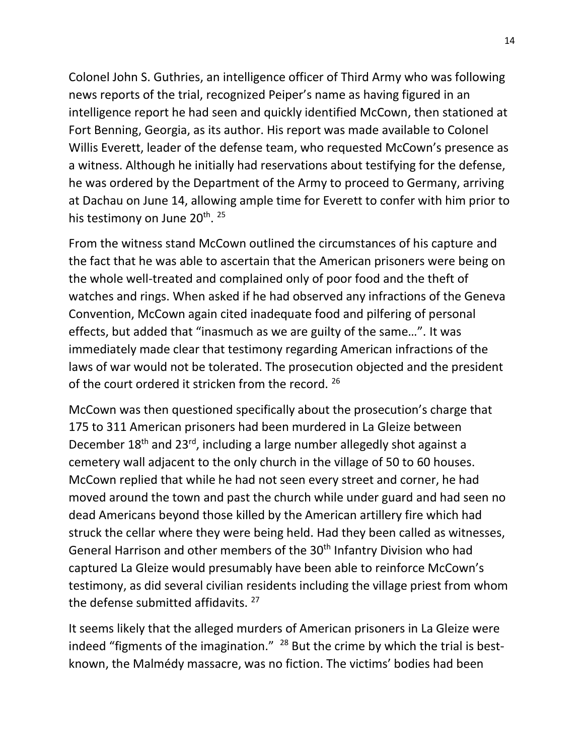Colonel John S. Guthries, an intelligence officer of Third Army who was following news reports of the trial, recognized Peiper's name as having figured in an intelligence report he had seen and quickly identified McCown, then stationed at Fort Benning, Georgia, as its author. His report was made available to Colonel Willis Everett, leader of the defense team, who requested McCown's presence as a witness. Although he initially had reservations about testifying for the defense, he was ordered by the Department of the Army to proceed to Germany, arriving at Dachau on June 14, allowing ample time for Everett to confer with him prior to his testimony on June 20th. [25]

From the witness stand McCown outlined the circumstances of his capture and the fact that he was able to ascertain that the American prisoners were being on the whole well-treated and complained only of poor food and the theft of watches and rings. When asked if he had observed any infractions of the Geneva Convention, McCown again cited inadequate food and pilfering of personal effects, but added that "inasmuch as we are guilty of the same…". It was immediately made clear that testimony regarding American infractions of the laws of war would not be tolerated. The prosecution objected and the president of the court ordered it stricken from the record. [26]

McCown was then questioned specifically about the prosecution's charge that 175 to 311 American prisoners had been murdered in La Gleize between December 18th and 23rd, including a large number allegedly shot against a cemetery wall adjacent to the only church in the village of 50 to 60 houses. McCown replied that while he had not seen every street and corner, he had moved around the town and past the church while under guard and had seen no dead Americans beyond those killed by the American artillery fire which had struck the cellar where they were being held. Had they been called as witnesses, General Harrison and other members of the 30th Infantry Division who had captured La Gleize would presumably have been able to reinforce McCown's testimony, as did several civilian residents including the village priest from whom the defense submitted affidavits. [27]

It seems likely that the alleged murders of American prisoners in La Gleize were indeed "figments of the imagination." [28] But the crime by which the trial is best-known, the Malmédy massacre, was no fiction. The victims' bodies had been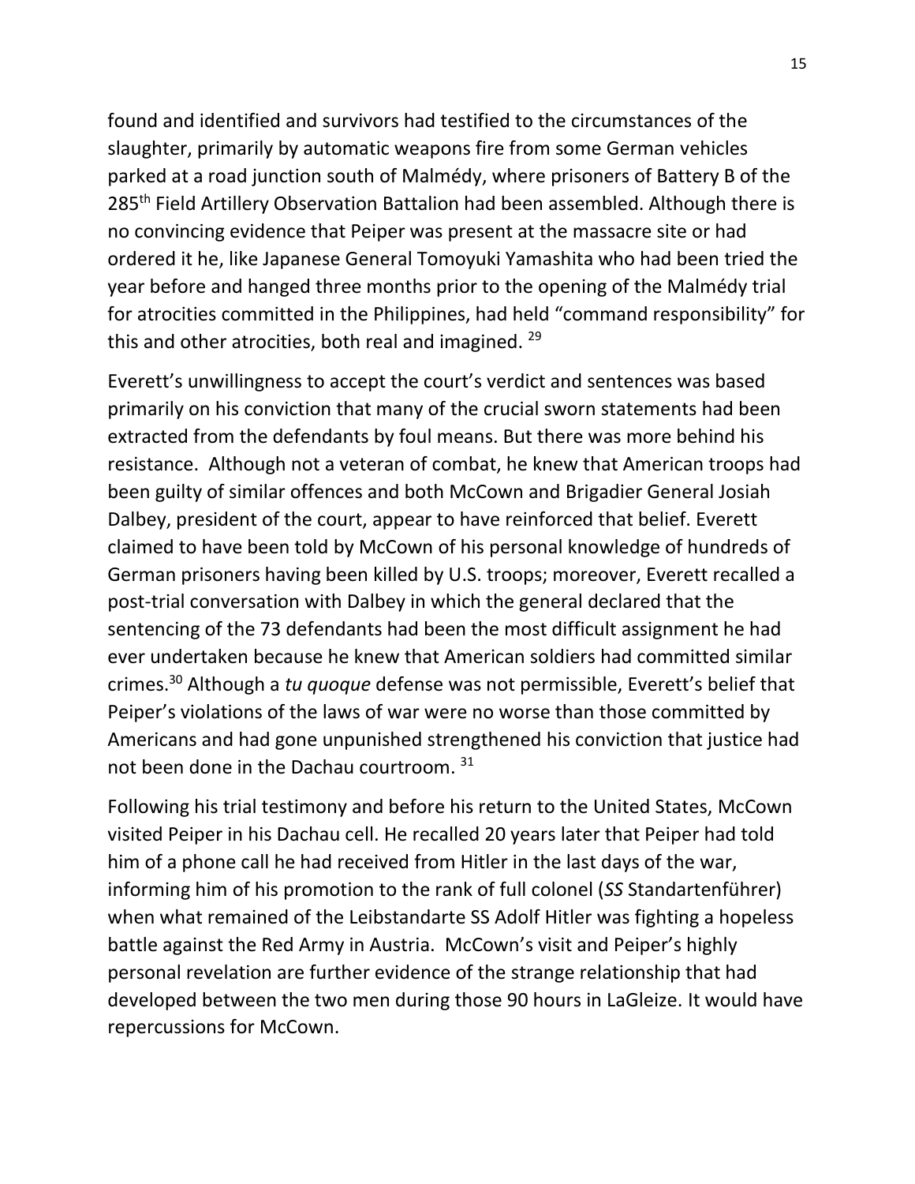found and identified and survivors had testified to the circumstances of the slaughter, primarily by automatic weapons fire from some German vehicles parked at a road junction south of Malmédy, where prisoners of Battery B of the 285th Field Artillery Observation Battalion had been assembled. Although there is no convincing evidence that Peiper was present at the massacre site or had ordered it he, like Japanese General Tomoyuki Yamashita who had been tried the year before and hanged three months prior to the opening of the Malmédy trial for atrocities committed in the Philippines, had held "command responsibility" for this and other atrocities, both real and imagined. [29]

Everett's unwillingness to accept the court's verdict and sentences was based primarily on his conviction that many of the crucial sworn statements had been extracted from the defendants by foul means. But there was more behind his resistance. Although not a veteran of combat, he knew that American troops had been guilty of similar offences and both McCown and Brigadier General Josiah Dalbey, president of the court, appear to have reinforced that belief. Everett claimed to have been told by McCown of his personal knowledge of hundreds of German prisoners having been killed by U.S. troops; moreover, Everett recalled a post-trial conversation with Dalbey in which the general declared that the sentencing of the 73 defendants had been the most difficult assignment he had ever undertaken because he knew that American soldiers had committed similar crimes.[30] Although a *tu quoque* defense was not permissible, Everett's belief that Peiper's violations of the laws of war were no worse than those committed by Americans and had gone unpunished strengthened his conviction that justice had not been done in the Dachau courtroom. [31]

Following his trial testimony and before his return to the United States, McCown visited Peiper in his Dachau cell. He recalled 20 years later that Peiper had told him of a phone call he had received from Hitler in the last days of the war, informing him of his promotion to the rank of full colonel (*SS* Standartenführer) when what remained of the Leibstandarte SS Adolf Hitler was fighting a hopeless battle against the Red Army in Austria. McCown's visit and Peiper's highly personal revelation are further evidence of the strange relationship that had developed between the two men during those 90 hours in LaGleize. It would have repercussions for McCown.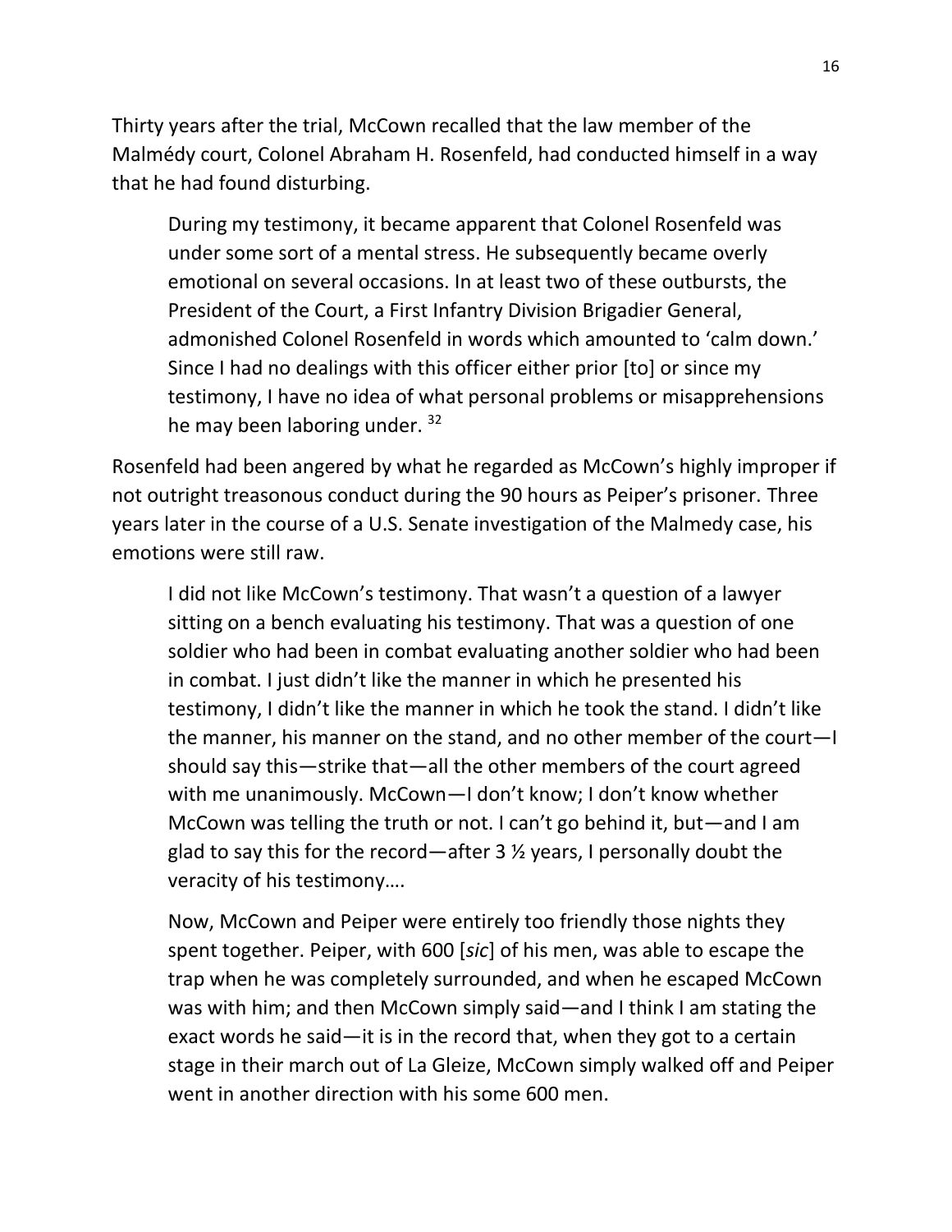Thirty years after the trial, McCown recalled that the law member of the Malmédy court, Colonel Abraham H. Rosenfeld, had conducted himself in a way that he had found disturbing.

> During my testimony, it became apparent that Colonel Rosenfeld was under some sort of a mental stress. He subsequently became overly emotional on several occasions. In at least two of these outbursts, the President of the Court, a First Infantry Division Brigadier General, admonished Colonel Rosenfeld in words which amounted to 'calm down.' Since I had no dealings with this officer either prior [to] or since my testimony, I have no idea of what personal problems or misapprehensions he may been laboring under. [32]

Rosenfeld had been angered by what he regarded as McCown's highly improper if not outright treasonous conduct during the 90 hours as Peiper's prisoner. Three years later in the course of a U.S. Senate investigation of the Malmedy case, his emotions were still raw.

> I did not like McCown's testimony. That wasn't a question of a lawyer sitting on a bench evaluating his testimony. That was a question of one soldier who had been in combat evaluating another soldier who had been in combat. I just didn't like the manner in which he presented his testimony, I didn't like the manner in which he took the stand. I didn't like the manner, his manner on the stand, and no other member of the court—I should say this—strike that—all the other members of the court agreed with me unanimously. McCown—I don't know; I don't know whether McCown was telling the truth or not. I can't go behind it, but—and I am glad to say this for the record—after 3 ½ years, I personally doubt the veracity of his testimony….
>
> Now, McCown and Peiper were entirely too friendly those nights they spent together. Peiper, with 600 [*sic*] of his men, was able to escape the trap when he was completely surrounded, and when he escaped McCown was with him; and then McCown simply said—and I think I am stating the exact words he said—it is in the record that, when they got to a certain stage in their march out of La Gleize, McCown simply walked off and Peiper went in another direction with his some 600 men.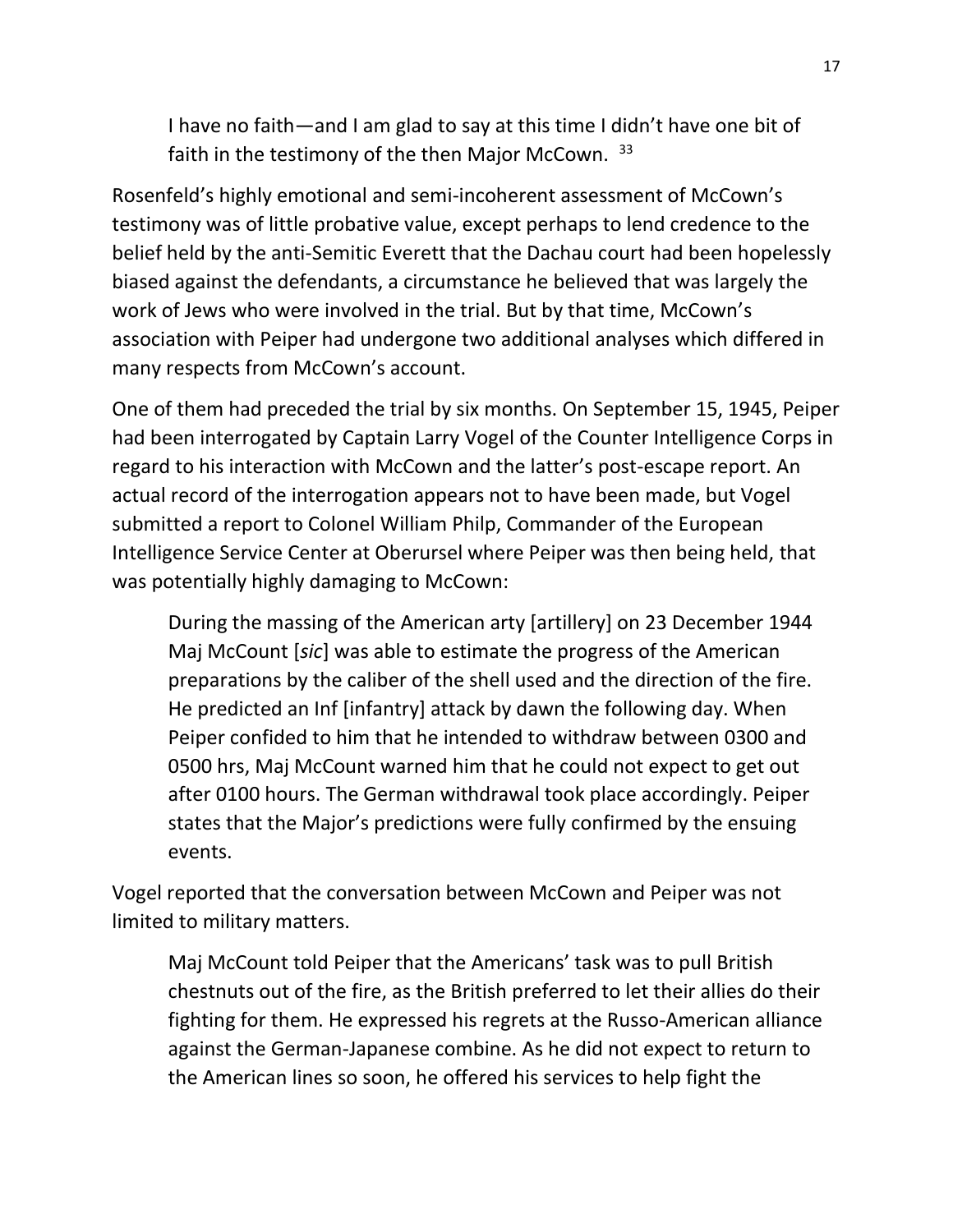> I have no faith—and I am glad to say at this time I didn't have one bit of faith in the testimony of the then Major McCown. [33]

Rosenfeld's highly emotional and semi-incoherent assessment of McCown's testimony was of little probative value, except perhaps to lend credence to the belief held by the anti-Semitic Everett that the Dachau court had been hopelessly biased against the defendants, a circumstance he believed that was largely the work of Jews who were involved in the trial. But by that time, McCown's association with Peiper had undergone two additional analyses which differed in many respects from McCown's account.

One of them had preceded the trial by six months. On September 15, 1945, Peiper had been interrogated by Captain Larry Vogel of the Counter Intelligence Corps in regard to his interaction with McCown and the latter's post-escape report. An actual record of the interrogation appears not to have been made, but Vogel submitted a report to Colonel William Philp, Commander of the European Intelligence Service Center at Oberursel where Peiper was then being held, that was potentially highly damaging to McCown:

> During the massing of the American arty [artillery] on 23 December 1944 Maj McCount [*sic*] was able to estimate the progress of the American preparations by the caliber of the shell used and the direction of the fire. He predicted an Inf [infantry] attack by dawn the following day. When Peiper confided to him that he intended to withdraw between 0300 and 0500 hrs, Maj McCount warned him that he could not expect to get out after 0100 hours. The German withdrawal took place accordingly. Peiper states that the Major's predictions were fully confirmed by the ensuing events.

Vogel reported that the conversation between McCown and Peiper was not limited to military matters.

> Maj McCount told Peiper that the Americans' task was to pull British chestnuts out of the fire, as the British preferred to let their allies do their fighting for them. He expressed his regrets at the Russo-American alliance against the German-Japanese combine. As he did not expect to return to the American lines so soon, he offered his services to help fight the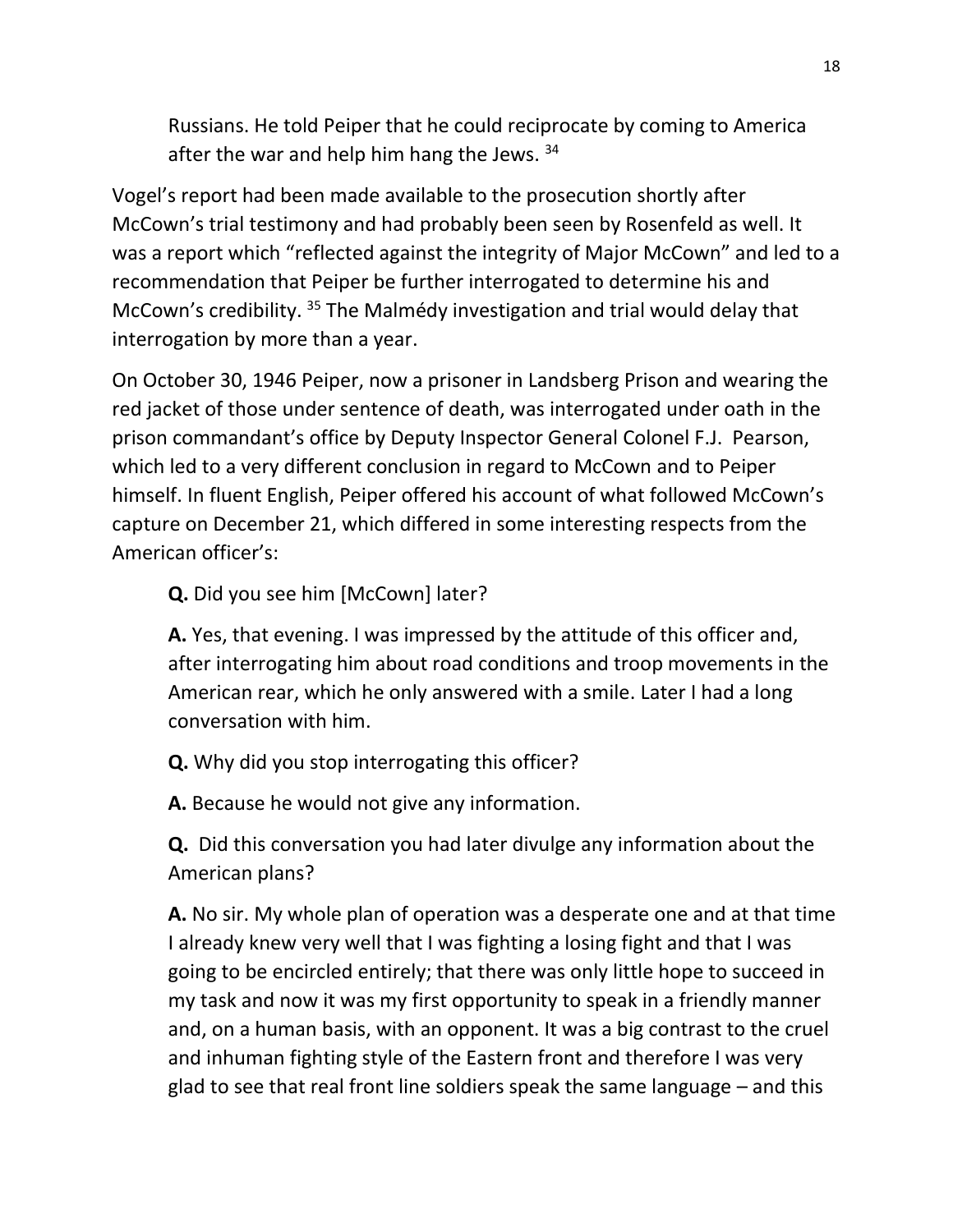Russians. He told Peiper that he could reciprocate by coming to America after the war and help him hang the Jews. [34]

Vogel's report had been made available to the prosecution shortly after McCown's trial testimony and had probably been seen by Rosenfeld as well. It was a report which "reflected against the integrity of Major McCown" and led to a recommendation that Peiper be further interrogated to determine his and McCown's credibility. [35] The Malmédy investigation and trial would delay that interrogation by more than a year.

On October 30, 1946 Peiper, now a prisoner in Landsberg Prison and wearing the red jacket of those under sentence of death, was interrogated under oath in the prison commandant's office by Deputy Inspector General Colonel F.J. Pearson, which led to a very different conclusion in regard to McCown and to Peiper himself. In fluent English, Peiper offered his account of what followed McCown's capture on December 21, which differed in some interesting respects from the American officer's:

> **Q.** Did you see him [McCown] later?
>
> **A.** Yes, that evening. I was impressed by the attitude of this officer and, after interrogating him about road conditions and troop movements in the American rear, which he only answered with a smile. Later I had a long conversation with him.
>
> **Q.** Why did you stop interrogating this officer?
>
> **A.** Because he would not give any information.
>
> **Q.** Did this conversation you had later divulge any information about the American plans?
>
> **A.** No sir. My whole plan of operation was a desperate one and at that time I already knew very well that I was fighting a losing fight and that I was going to be encircled entirely; that there was only little hope to succeed in my task and now it was my first opportunity to speak in a friendly manner and, on a human basis, with an opponent. It was a big contrast to the cruel and inhuman fighting style of the Eastern front and therefore I was very glad to see that real front line soldiers speak the same language – and this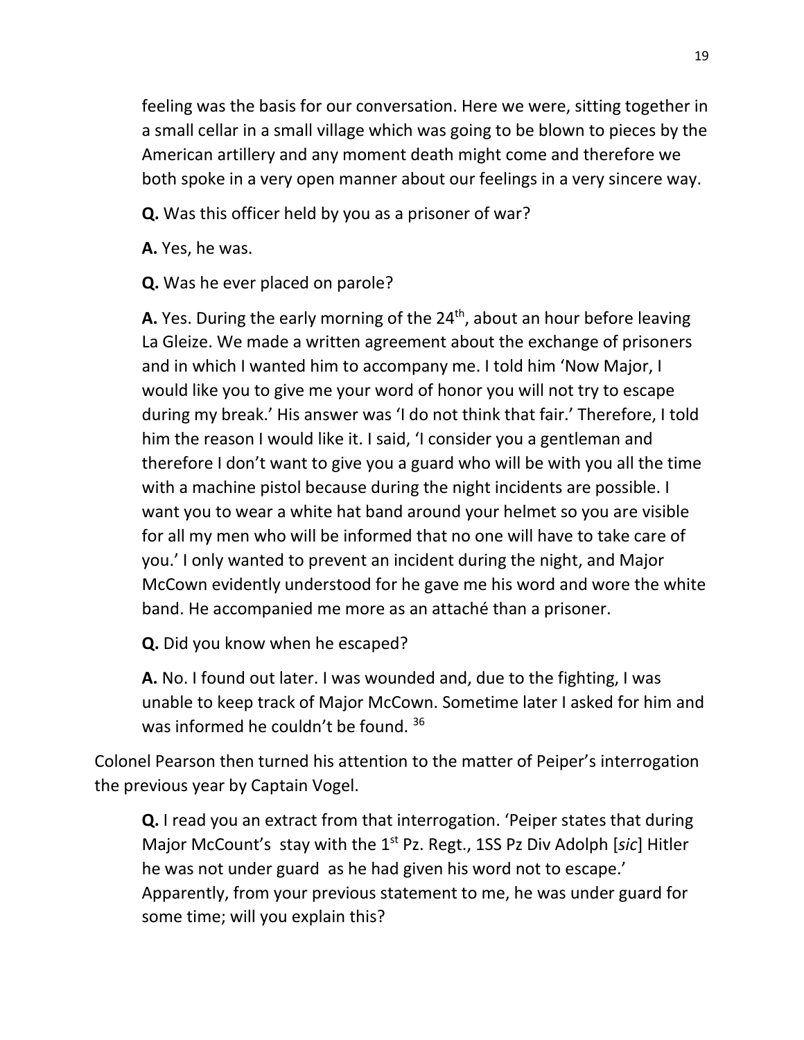feeling was the basis for our conversation. Here we were, sitting together in a small cellar in a small village which was going to be blown to pieces by the American artillery and any moment death might come and therefore we both spoke in a very open manner about our feelings in a very sincere way.

> **Q.** Was this officer held by you as a prisoner of war?
>
> **A.** Yes, he was.
>
> **Q.** Was he ever placed on parole?
>
> **A.** Yes. During the early morning of the 24th, about an hour before leaving La Gleize. We made a written agreement about the exchange of prisoners and in which I wanted him to accompany me. I told him 'Now Major, I would like you to give me your word of honor you will not try to escape during my break.' His answer was 'I do not think that fair.' Therefore, I told him the reason I would like it. I said, 'I consider you a gentleman and therefore I don't want to give you a guard who will be with you all the time with a machine pistol because during the night incidents are possible. I want you to wear a white hat band around your helmet so you are visible for all my men who will be informed that no one will have to take care of you.' I only wanted to prevent an incident during the night, and Major McCown evidently understood for he gave me his word and wore the white band. He accompanied me more as an attaché than a prisoner.
>
> **Q.** Did you know when he escaped?
>
> **A.** No. I found out later. I was wounded and, due to the fighting, I was unable to keep track of Major McCown. Sometime later I asked for him and was informed he couldn't be found. [36]

Colonel Pearson then turned his attention to the matter of Peiper's interrogation the previous year by Captain Vogel.

> **Q.** I read you an extract from that interrogation. 'Peiper states that during Major McCount's stay with the 1st Pz. Regt., 1SS Pz Div Adolph [*sic*] Hitler he was not under guard as he had given his word not to escape.' Apparently, from your previous statement to me, he was under guard for some time; will you explain this?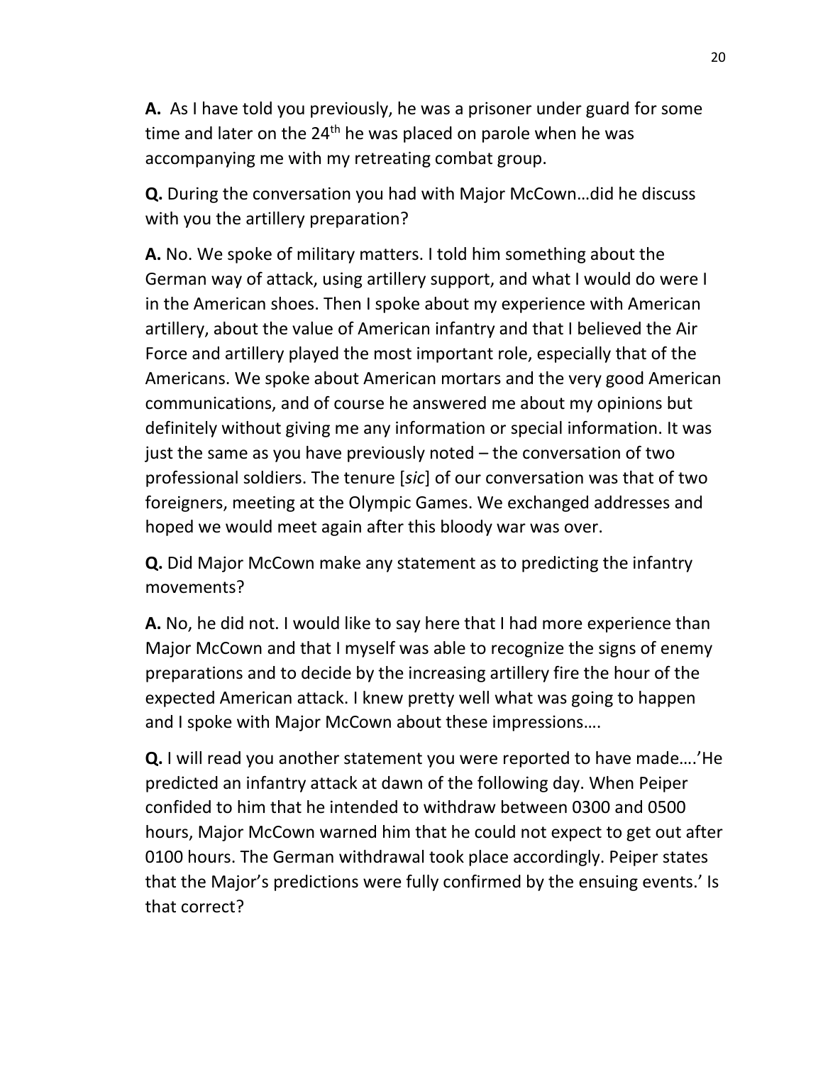**A.** As I have told you previously, he was a prisoner under guard for some time and later on the 24th he was placed on parole when he was accompanying me with my retreating combat group.

**Q.** During the conversation you had with Major McCown…did he discuss with you the artillery preparation?

**A.** No. We spoke of military matters. I told him something about the German way of attack, using artillery support, and what I would do were I in the American shoes. Then I spoke about my experience with American artillery, about the value of American infantry and that I believed the Air Force and artillery played the most important role, especially that of the Americans. We spoke about American mortars and the very good American communications, and of course he answered me about my opinions but definitely without giving me any information or special information. It was just the same as you have previously noted – the conversation of two professional soldiers. The tenure [*sic*] of our conversation was that of two foreigners, meeting at the Olympic Games. We exchanged addresses and hoped we would meet again after this bloody war was over.

**Q.** Did Major McCown make any statement as to predicting the infantry movements?

**A.** No, he did not. I would like to say here that I had more experience than Major McCown and that I myself was able to recognize the signs of enemy preparations and to decide by the increasing artillery fire the hour of the expected American attack. I knew pretty well what was going to happen and I spoke with Major McCown about these impressions….

**Q.** I will read you another statement you were reported to have made….'He predicted an infantry attack at dawn of the following day. When Peiper confided to him that he intended to withdraw between 0300 and 0500 hours, Major McCown warned him that he could not expect to get out after 0100 hours. The German withdrawal took place accordingly. Peiper states that the Major's predictions were fully confirmed by the ensuing events.' Is that correct?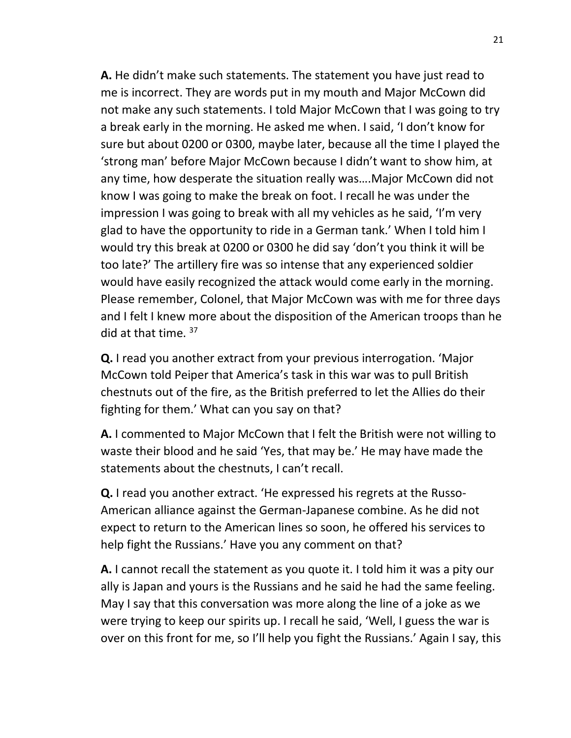**A.** He didn't make such statements. The statement you have just read to me is incorrect. They are words put in my mouth and Major McCown did not make any such statements. I told Major McCown that I was going to try a break early in the morning. He asked me when. I said, 'I don't know for sure but about 0200 or 0300, maybe later, because all the time I played the 'strong man' before Major McCown because I didn't want to show him, at any time, how desperate the situation really was….Major McCown did not know I was going to make the break on foot. I recall he was under the impression I was going to break with all my vehicles as he said, 'I'm very glad to have the opportunity to ride in a German tank.' When I told him I would try this break at 0200 or 0300 he did say 'don't you think it will be too late?' The artillery fire was so intense that any experienced soldier would have easily recognized the attack would come early in the morning. Please remember, Colonel, that Major McCown was with me for three days and I felt I knew more about the disposition of the American troops than he did at that time. [37]

**Q.** I read you another extract from your previous interrogation. 'Major McCown told Peiper that America's task in this war was to pull British chestnuts out of the fire, as the British preferred to let the Allies do their fighting for them.' What can you say on that?

**A.** I commented to Major McCown that I felt the British were not willing to waste their blood and he said 'Yes, that may be.' He may have made the statements about the chestnuts, I can't recall.

**Q.** I read you another extract. 'He expressed his regrets at the Russo-American alliance against the German-Japanese combine. As he did not expect to return to the American lines so soon, he offered his services to help fight the Russians.' Have you any comment on that?

**A.** I cannot recall the statement as you quote it. I told him it was a pity our ally is Japan and yours is the Russians and he said he had the same feeling. May I say that this conversation was more along the line of a joke as we were trying to keep our spirits up. I recall he said, 'Well, I guess the war is over on this front for me, so I'll help you fight the Russians.' Again I say, this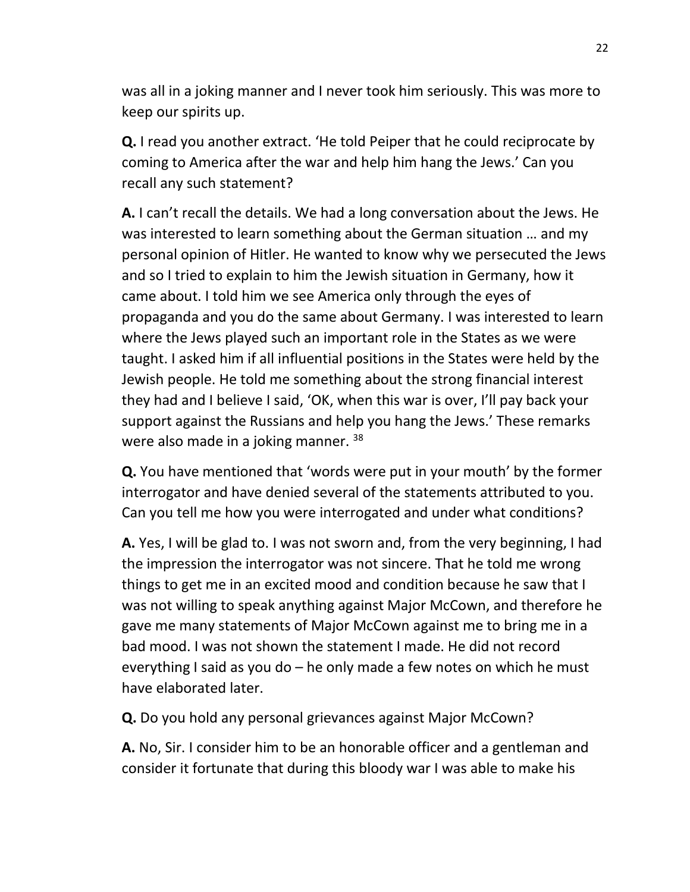was all in a joking manner and I never took him seriously. This was more to keep our spirits up.

**Q.** I read you another extract. 'He told Peiper that he could reciprocate by coming to America after the war and help him hang the Jews.' Can you recall any such statement?

**A.** I can't recall the details. We had a long conversation about the Jews. He was interested to learn something about the German situation … and my personal opinion of Hitler. He wanted to know why we persecuted the Jews and so I tried to explain to him the Jewish situation in Germany, how it came about. I told him we see America only through the eyes of propaganda and you do the same about Germany. I was interested to learn where the Jews played such an important role in the States as we were taught. I asked him if all influential positions in the States were held by the Jewish people. He told me something about the strong financial interest they had and I believe I said, 'OK, when this war is over, I'll pay back your support against the Russians and help you hang the Jews.' These remarks were also made in a joking manner. [38]

**Q.** You have mentioned that 'words were put in your mouth' by the former interrogator and have denied several of the statements attributed to you. Can you tell me how you were interrogated and under what conditions?

**A.** Yes, I will be glad to. I was not sworn and, from the very beginning, I had the impression the interrogator was not sincere. That he told me wrong things to get me in an excited mood and condition because he saw that I was not willing to speak anything against Major McCown, and therefore he gave me many statements of Major McCown against me to bring me in a bad mood. I was not shown the statement I made. He did not record everything I said as you do – he only made a few notes on which he must have elaborated later.

**Q.** Do you hold any personal grievances against Major McCown?

**A.** No, Sir. I consider him to be an honorable officer and a gentleman and consider it fortunate that during this bloody war I was able to make his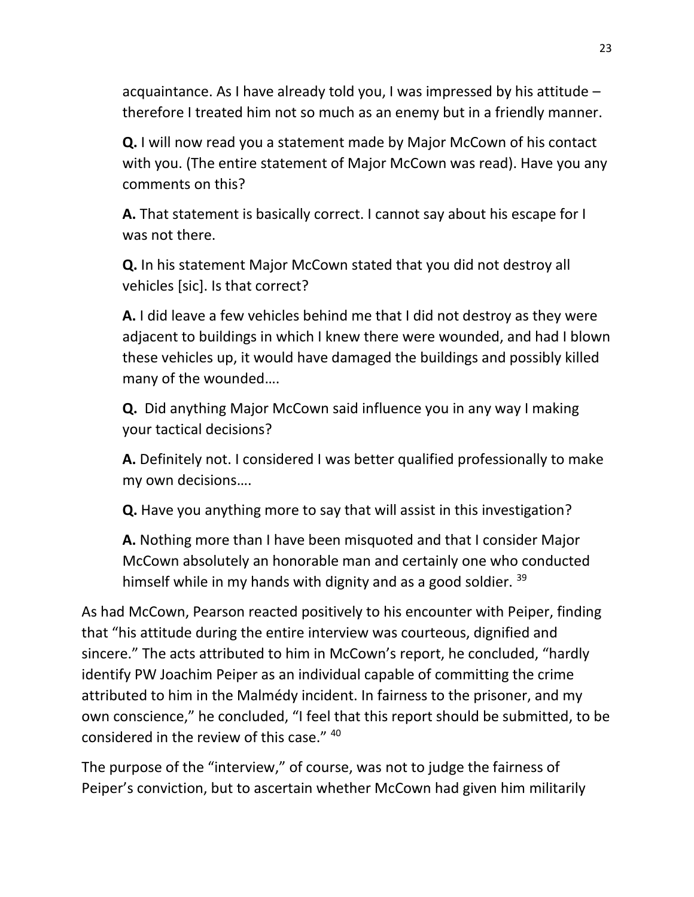acquaintance. As I have already told you, I was impressed by his attitude – therefore I treated him not so much as an enemy but in a friendly manner.

**Q.** I will now read you a statement made by Major McCown of his contact with you. (The entire statement of Major McCown was read). Have you any comments on this?

**A.** That statement is basically correct. I cannot say about his escape for I was not there.

**Q.** In his statement Major McCown stated that you did not destroy all vehicles [sic]. Is that correct?

**A.** I did leave a few vehicles behind me that I did not destroy as they were adjacent to buildings in which I knew there were wounded, and had I blown these vehicles up, it would have damaged the buildings and possibly killed many of the wounded….

**Q.** Did anything Major McCown said influence you in any way I making your tactical decisions?

**A.** Definitely not. I considered I was better qualified professionally to make my own decisions….

**Q.** Have you anything more to say that will assist in this investigation?

**A.** Nothing more than I have been misquoted and that I consider Major McCown absolutely an honorable man and certainly one who conducted himself while in my hands with dignity and as a good soldier. [39]

As had McCown, Pearson reacted positively to his encounter with Peiper, finding that "his attitude during the entire interview was courteous, dignified and sincere." The acts attributed to him in McCown's report, he concluded, "hardly identify PW Joachim Peiper as an individual capable of committing the crime attributed to him in the Malmédy incident. In fairness to the prisoner, and my own conscience," he concluded, "I feel that this report should be submitted, to be considered in the review of this case." [40]

The purpose of the "interview," of course, was not to judge the fairness of Peiper's conviction, but to ascertain whether McCown had given him militarily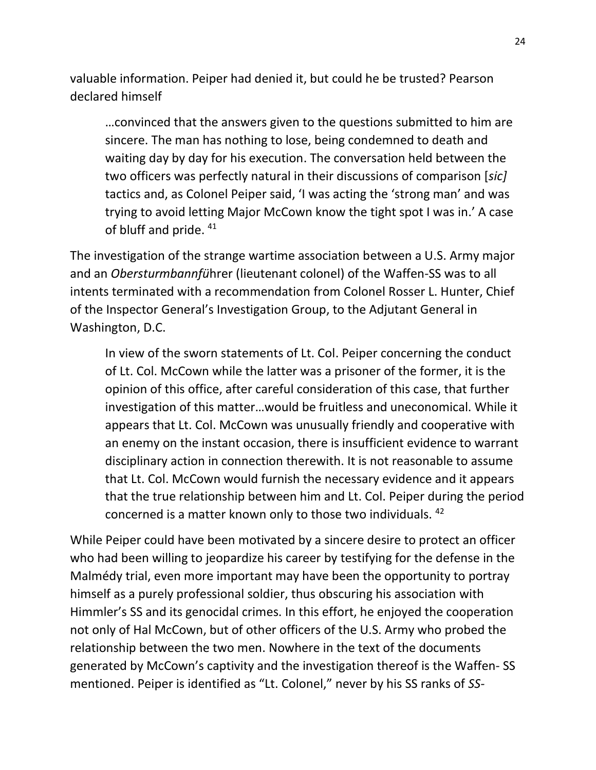valuable information. Peiper had denied it, but could he be trusted? Pearson declared himself

> …convinced that the answers given to the questions submitted to him are sincere. The man has nothing to lose, being condemned to death and waiting day by day for his execution. The conversation held between the two officers was perfectly natural in their discussions of comparison [*sic]* tactics and, as Colonel Peiper said, 'I was acting the 'strong man' and was trying to avoid letting Major McCown know the tight spot I was in.' A case of bluff and pride. [41]

The investigation of the strange wartime association between a U.S. Army major and an *Obersturmbannfü*hrer (lieutenant colonel) of the Waffen-SS was to all intents terminated with a recommendation from Colonel Rosser L. Hunter, Chief of the Inspector General's Investigation Group, to the Adjutant General in Washington, D.C.

> In view of the sworn statements of Lt. Col. Peiper concerning the conduct of Lt. Col. McCown while the latter was a prisoner of the former, it is the opinion of this office, after careful consideration of this case, that further investigation of this matter…would be fruitless and uneconomical. While it appears that Lt. Col. McCown was unusually friendly and cooperative with an enemy on the instant occasion, there is insufficient evidence to warrant disciplinary action in connection therewith. It is not reasonable to assume that Lt. Col. McCown would furnish the necessary evidence and it appears that the true relationship between him and Lt. Col. Peiper during the period concerned is a matter known only to those two individuals. [42]

While Peiper could have been motivated by a sincere desire to protect an officer who had been willing to jeopardize his career by testifying for the defense in the Malmédy trial, even more important may have been the opportunity to portray himself as a purely professional soldier, thus obscuring his association with Himmler's SS and its genocidal crimes. In this effort, he enjoyed the cooperation not only of Hal McCown, but of other officers of the U.S. Army who probed the relationship between the two men. Nowhere in the text of the documents generated by McCown's captivity and the investigation thereof is the Waffen- SS mentioned. Peiper is identified as "Lt. Colonel," never by his SS ranks of *SS-*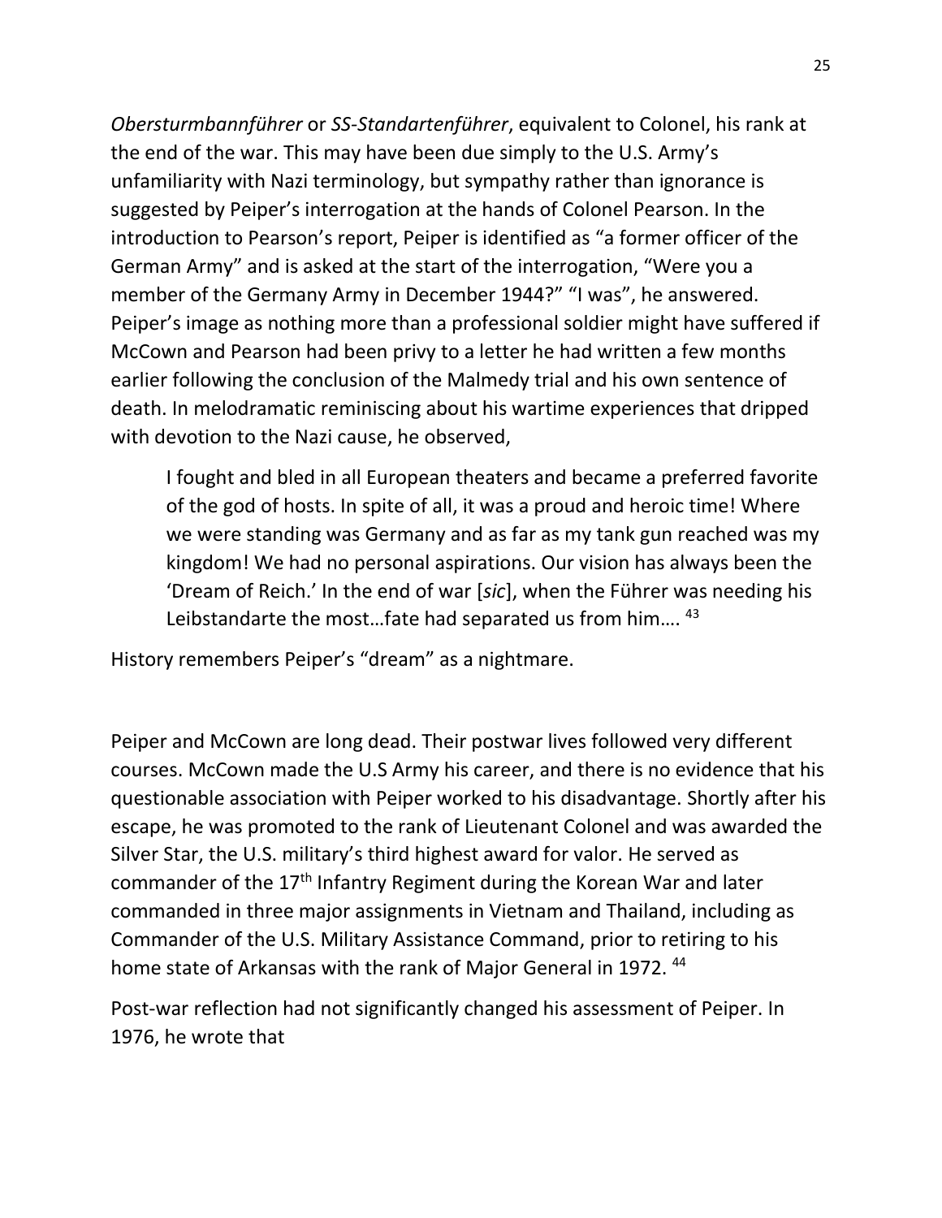*Obersturmbannführer* or *SS-Standartenführer*, equivalent to Colonel, his rank at the end of the war. This may have been due simply to the U.S. Army's unfamiliarity with Nazi terminology, but sympathy rather than ignorance is suggested by Peiper's interrogation at the hands of Colonel Pearson. In the introduction to Pearson's report, Peiper is identified as "a former officer of the German Army" and is asked at the start of the interrogation, "Were you a member of the Germany Army in December 1944?" "I was", he answered. Peiper's image as nothing more than a professional soldier might have suffered if McCown and Pearson had been privy to a letter he had written a few months earlier following the conclusion of the Malmedy trial and his own sentence of death. In melodramatic reminiscing about his wartime experiences that dripped with devotion to the Nazi cause, he observed,

> I fought and bled in all European theaters and became a preferred favorite of the god of hosts. In spite of all, it was a proud and heroic time! Where we were standing was Germany and as far as my tank gun reached was my kingdom! We had no personal aspirations. Our vision has always been the 'Dream of Reich.' In the end of war [*sic*], when the Führer was needing his Leibstandarte the most…fate had separated us from him…. [43]

History remembers Peiper's "dream" as a nightmare.

Peiper and McCown are long dead. Their postwar lives followed very different courses. McCown made the U.S Army his career, and there is no evidence that his questionable association with Peiper worked to his disadvantage. Shortly after his escape, he was promoted to the rank of Lieutenant Colonel and was awarded the Silver Star, the U.S. military's third highest award for valor. He served as commander of the 17th Infantry Regiment during the Korean War and later commanded in three major assignments in Vietnam and Thailand, including as Commander of the U.S. Military Assistance Command, prior to retiring to his home state of Arkansas with the rank of Major General in 1972. [44]

Post-war reflection had not significantly changed his assessment of Peiper. In 1976, he wrote that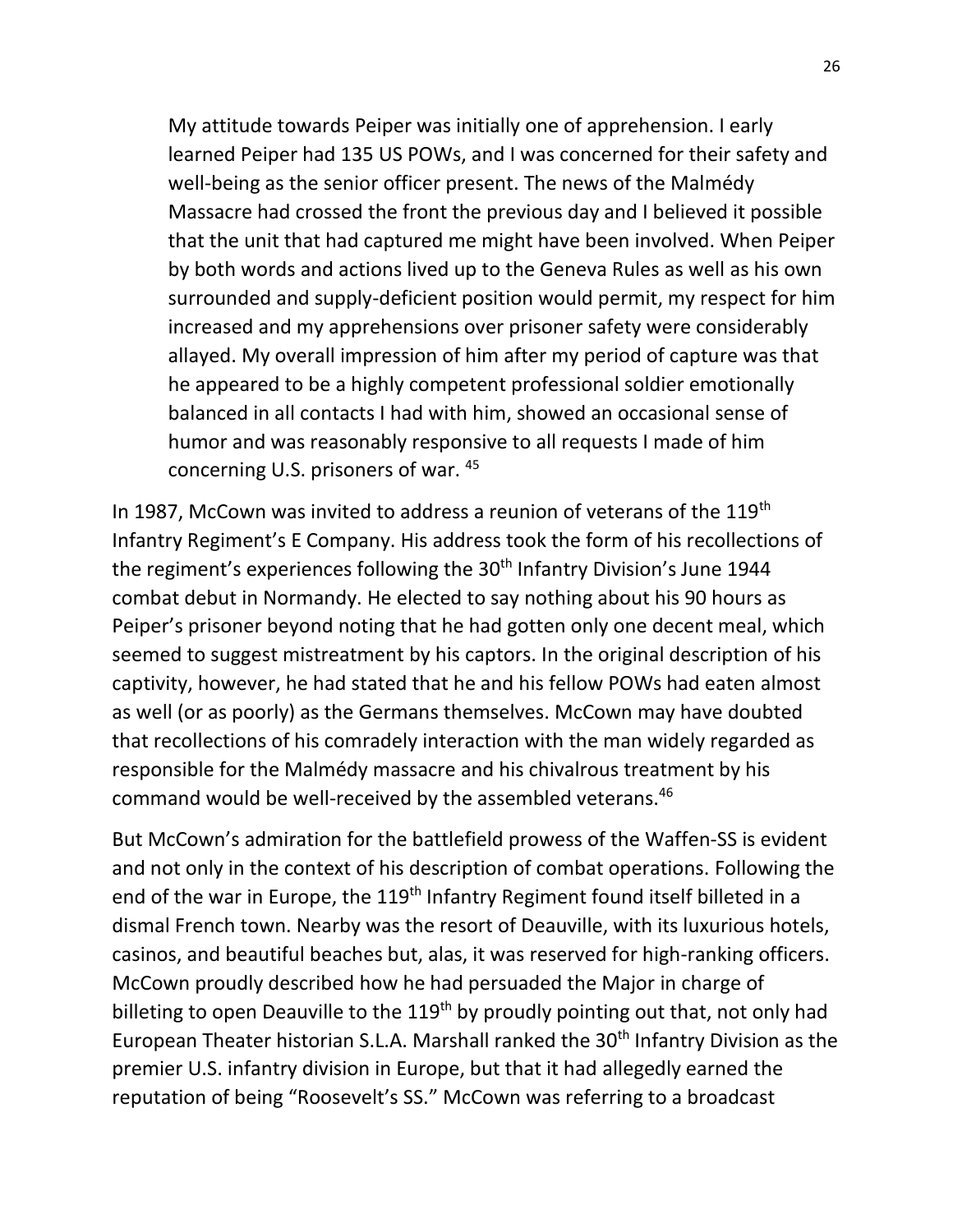> My attitude towards Peiper was initially one of apprehension. I early learned Peiper had 135 US POWs, and I was concerned for their safety and well-being as the senior officer present. The news of the Malmédy Massacre had crossed the front the previous day and I believed it possible that the unit that had captured me might have been involved. When Peiper by both words and actions lived up to the Geneva Rules as well as his own surrounded and supply-deficient position would permit, my respect for him increased and my apprehensions over prisoner safety were considerably allayed. My overall impression of him after my period of capture was that he appeared to be a highly competent professional soldier emotionally balanced in all contacts I had with him, showed an occasional sense of humor and was reasonably responsive to all requests I made of him concerning U.S. prisoners of war. [45]

In 1987, McCown was invited to address a reunion of veterans of the 119th Infantry Regiment's E Company. His address took the form of his recollections of the regiment's experiences following the 30th Infantry Division's June 1944 combat debut in Normandy. He elected to say nothing about his 90 hours as Peiper's prisoner beyond noting that he had gotten only one decent meal, which seemed to suggest mistreatment by his captors. In the original description of his captivity, however, he had stated that he and his fellow POWs had eaten almost as well (or as poorly) as the Germans themselves. McCown may have doubted that recollections of his comradely interaction with the man widely regarded as responsible for the Malmédy massacre and his chivalrous treatment by his command would be well-received by the assembled veterans.[46]

But McCown's admiration for the battlefield prowess of the Waffen-SS is evident and not only in the context of his description of combat operations. Following the end of the war in Europe, the 119th Infantry Regiment found itself billeted in a dismal French town. Nearby was the resort of Deauville, with its luxurious hotels, casinos, and beautiful beaches but, alas, it was reserved for high-ranking officers. McCown proudly described how he had persuaded the Major in charge of billeting to open Deauville to the 119th by proudly pointing out that, not only had European Theater historian S.L.A. Marshall ranked the 30th Infantry Division as the premier U.S. infantry division in Europe, but that it had allegedly earned the reputation of being "Roosevelt's SS." McCown was referring to a broadcast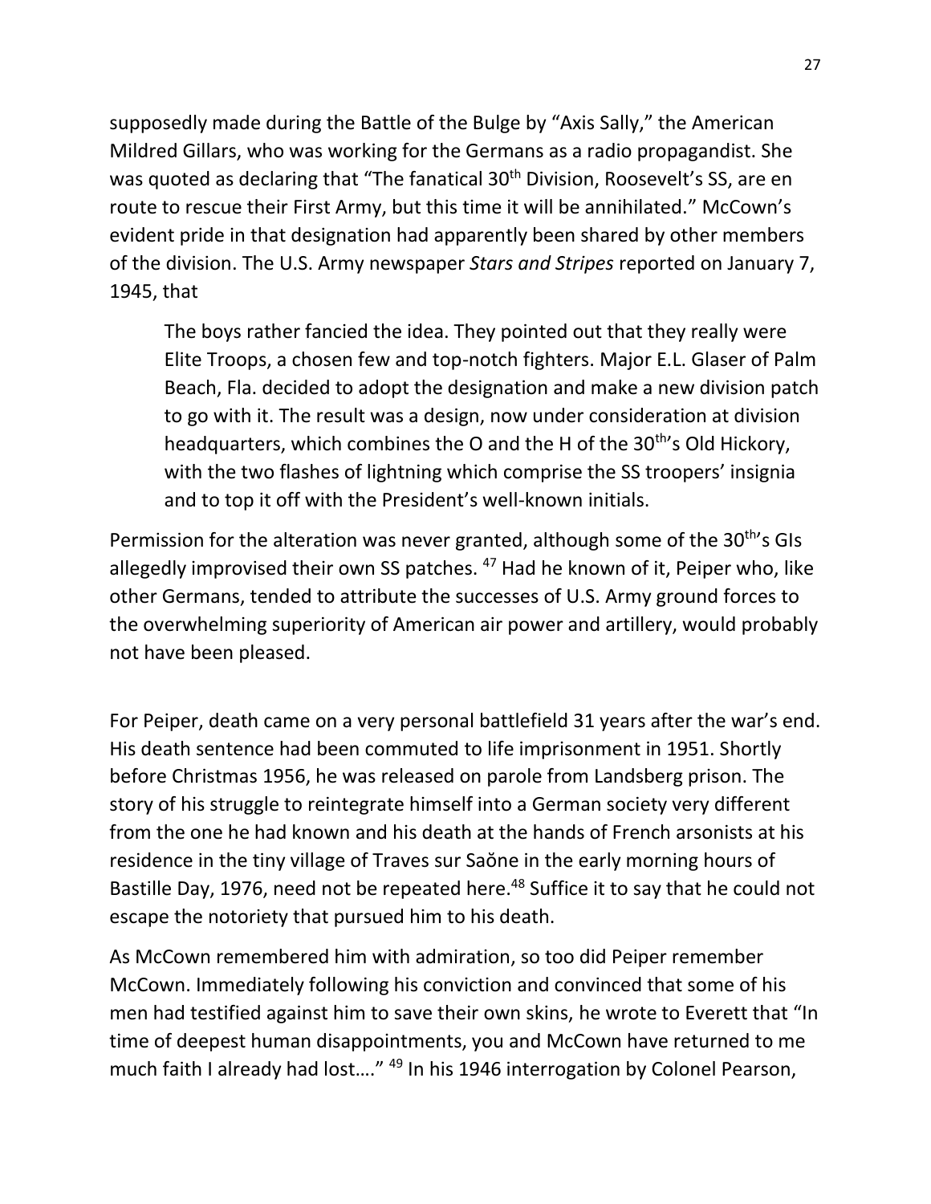supposedly made during the Battle of the Bulge by "Axis Sally," the American Mildred Gillars, who was working for the Germans as a radio propagandist. She was quoted as declaring that "The fanatical 30th Division, Roosevelt's SS, are en route to rescue their First Army, but this time it will be annihilated." McCown's evident pride in that designation had apparently been shared by other members of the division. The U.S. Army newspaper *Stars and Stripes* reported on January 7, 1945, that

> The boys rather fancied the idea. They pointed out that they really were Elite Troops, a chosen few and top-notch fighters. Major E.L. Glaser of Palm Beach, Fla. decided to adopt the designation and make a new division patch to go with it. The result was a design, now under consideration at division headquarters, which combines the O and the H of the 30th's Old Hickory, with the two flashes of lightning which comprise the SS troopers' insignia and to top it off with the President's well-known initials.

Permission for the alteration was never granted, although some of the 30th's GIs allegedly improvised their own SS patches. [47] Had he known of it, Peiper who, like other Germans, tended to attribute the successes of U.S. Army ground forces to the overwhelming superiority of American air power and artillery, would probably not have been pleased.

For Peiper, death came on a very personal battlefield 31 years after the war's end. His death sentence had been commuted to life imprisonment in 1951. Shortly before Christmas 1956, he was released on parole from Landsberg prison. The story of his struggle to reintegrate himself into a German society very different from the one he had known and his death at the hands of French arsonists at his residence in the tiny village of Traves sur Saŏne in the early morning hours of Bastille Day, 1976, need not be repeated here.[48] Suffice it to say that he could not escape the notoriety that pursued him to his death.

As McCown remembered him with admiration, so too did Peiper remember McCown. Immediately following his conviction and convinced that some of his men had testified against him to save their own skins, he wrote to Everett that "In time of deepest human disappointments, you and McCown have returned to me much faith I already had lost…." [49] In his 1946 interrogation by Colonel Pearson,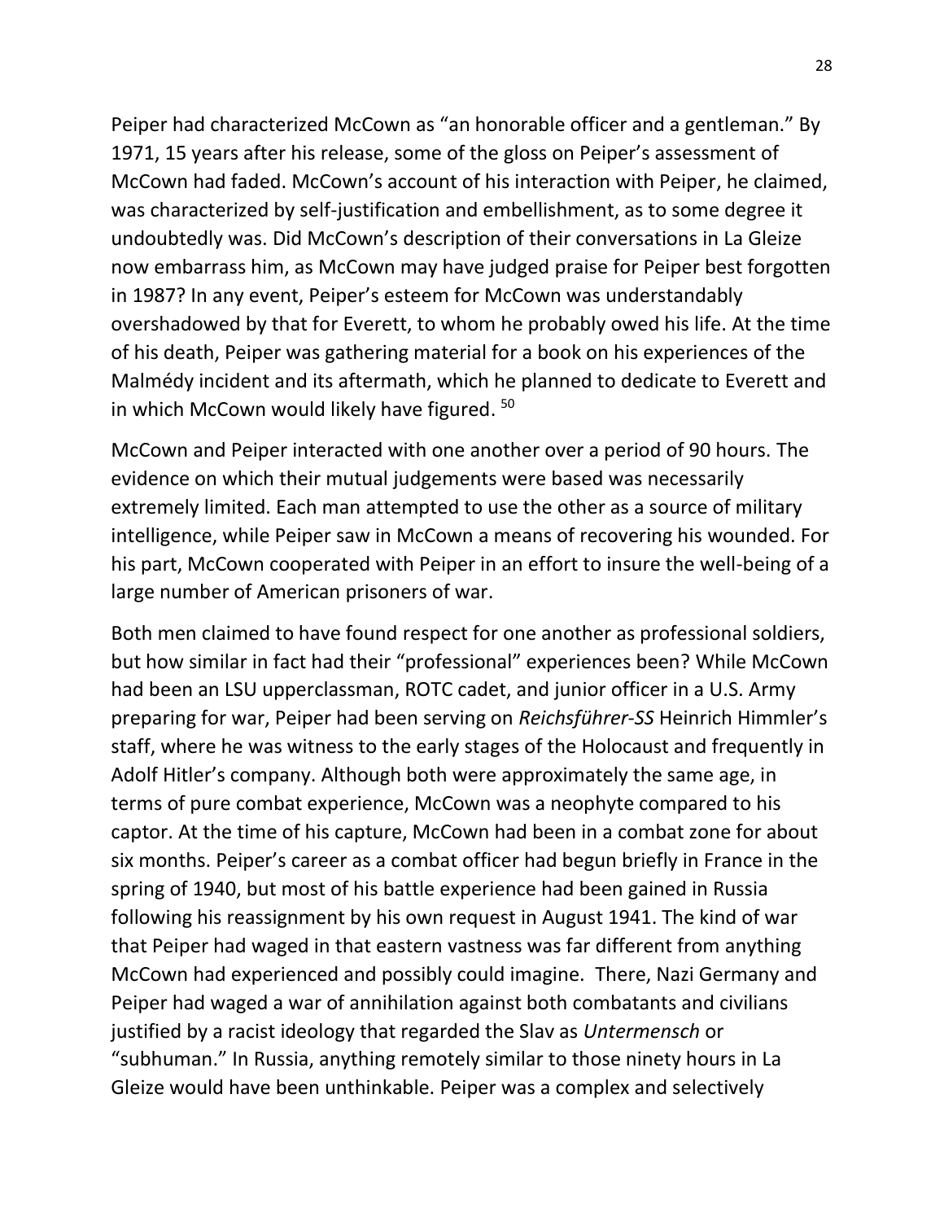Peiper had characterized McCown as “an honorable officer and a gentleman.” By 1971, 15 years after his release, some of the gloss on Peiper’s assessment of McCown had faded. McCown’s account of his interaction with Peiper, he claimed, was characterized by self-justification and embellishment, as to some degree it undoubtedly was. Did McCown’s description of their conversations in La Gleize now embarrass him, as McCown may have judged praise for Peiper best forgotten in 1987? In any event, Peiper’s esteem for McCown was understandably overshadowed by that for Everett, to whom he probably owed his life. At the time of his death, Peiper was gathering material for a book on his experiences of the Malmédy incident and its aftermath, which he planned to dedicate to Everett and in which McCown would likely have figured. [50]

McCown and Peiper interacted with one another over a period of 90 hours. The evidence on which their mutual judgements were based was necessarily extremely limited. Each man attempted to use the other as a source of military intelligence, while Peiper saw in McCown a means of recovering his wounded. For his part, McCown cooperated with Peiper in an effort to insure the well-being of a large number of American prisoners of war.

Both men claimed to have found respect for one another as professional soldiers, but how similar in fact had their “professional” experiences been? While McCown had been an LSU upperclassman, ROTC cadet, and junior officer in a U.S. Army preparing for war, Peiper had been serving on *Reichsführer-SS* Heinrich Himmler’s staff, where he was witness to the early stages of the Holocaust and frequently in Adolf Hitler’s company. Although both were approximately the same age, in terms of pure combat experience, McCown was a neophyte compared to his captor. At the time of his capture, McCown had been in a combat zone for about six months. Peiper’s career as a combat officer had begun briefly in France in the spring of 1940, but most of his battle experience had been gained in Russia following his reassignment by his own request in August 1941. The kind of war that Peiper had waged in that eastern vastness was far different from anything McCown had experienced and possibly could imagine. There, Nazi Germany and Peiper had waged a war of annihilation against both combatants and civilians justified by a racist ideology that regarded the Slav as *Untermensch* or “subhuman.” In Russia, anything remotely similar to those ninety hours in La Gleize would have been unthinkable. Peiper was a complex and selectively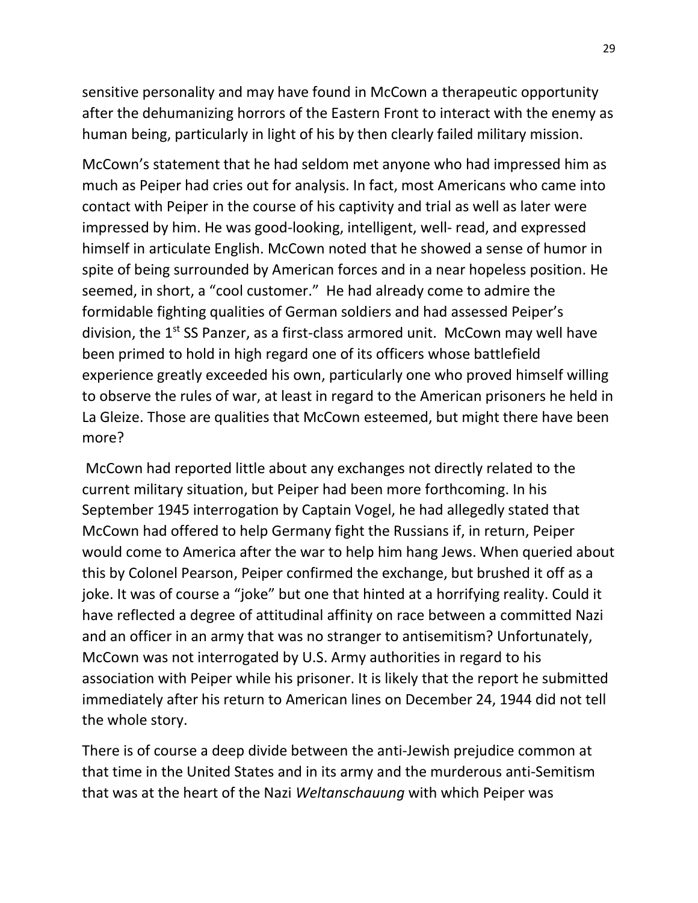sensitive personality and may have found in McCown a therapeutic opportunity after the dehumanizing horrors of the Eastern Front to interact with the enemy as human being, particularly in light of his by then clearly failed military mission.

McCown's statement that he had seldom met anyone who had impressed him as much as Peiper had cries out for analysis. In fact, most Americans who came into contact with Peiper in the course of his captivity and trial as well as later were impressed by him. He was good-looking, intelligent, well- read, and expressed himself in articulate English. McCown noted that he showed a sense of humor in spite of being surrounded by American forces and in a near hopeless position. He seemed, in short, a "cool customer." He had already come to admire the formidable fighting qualities of German soldiers and had assessed Peiper's division, the 1st SS Panzer, as a first-class armored unit. McCown may well have been primed to hold in high regard one of its officers whose battlefield experience greatly exceeded his own, particularly one who proved himself willing to observe the rules of war, at least in regard to the American prisoners he held in La Gleize. Those are qualities that McCown esteemed, but might there have been more?

McCown had reported little about any exchanges not directly related to the current military situation, but Peiper had been more forthcoming. In his September 1945 interrogation by Captain Vogel, he had allegedly stated that McCown had offered to help Germany fight the Russians if, in return, Peiper would come to America after the war to help him hang Jews. When queried about this by Colonel Pearson, Peiper confirmed the exchange, but brushed it off as a joke. It was of course a "joke" but one that hinted at a horrifying reality. Could it have reflected a degree of attitudinal affinity on race between a committed Nazi and an officer in an army that was no stranger to antisemitism? Unfortunately, McCown was not interrogated by U.S. Army authorities in regard to his association with Peiper while his prisoner. It is likely that the report he submitted immediately after his return to American lines on December 24, 1944 did not tell the whole story.

There is of course a deep divide between the anti-Jewish prejudice common at that time in the United States and in its army and the murderous anti-Semitism that was at the heart of the Nazi *Weltanschauung* with which Peiper was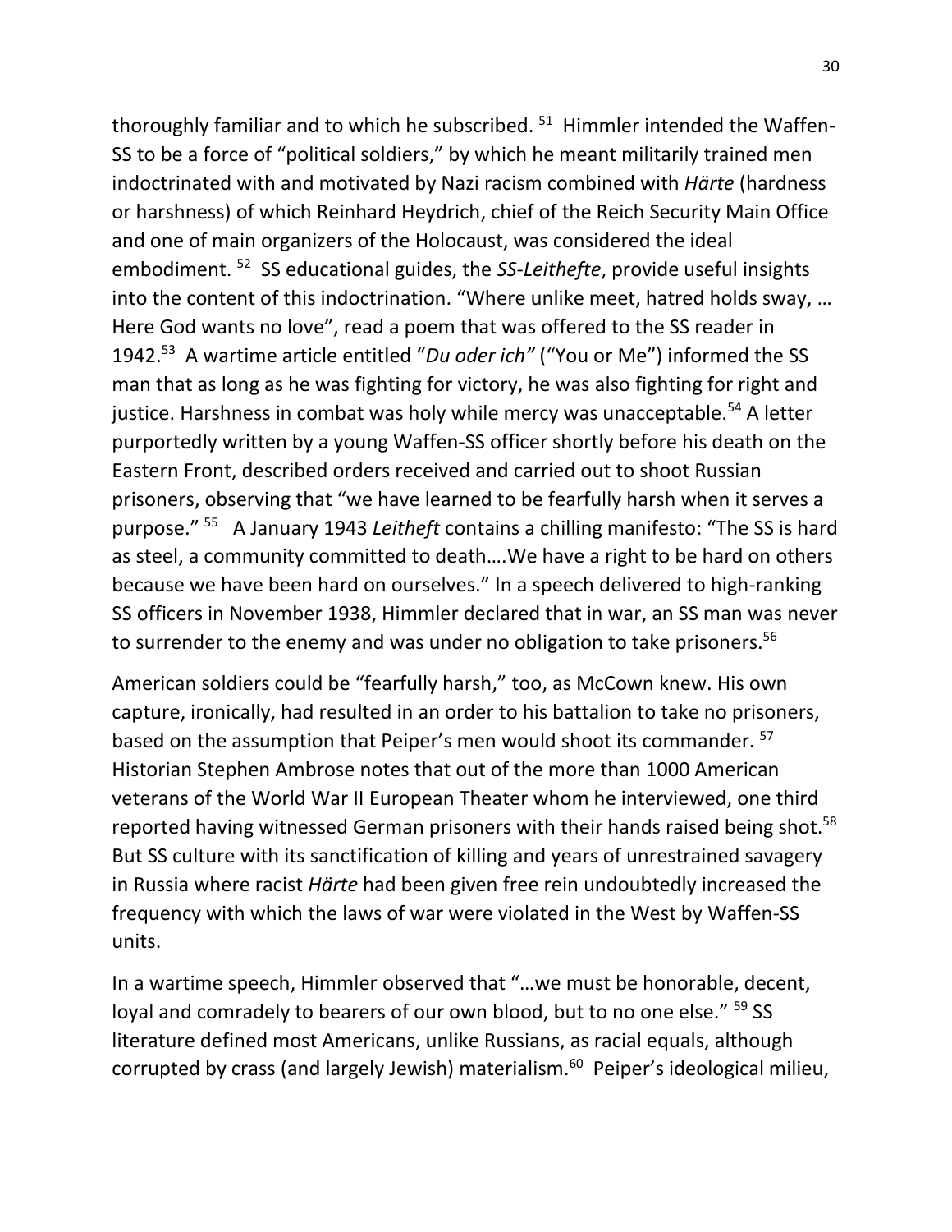thoroughly familiar and to which he subscribed. [51] Himmler intended the Waffen-SS to be a force of "political soldiers," by which he meant militarily trained men indoctrinated with and motivated by Nazi racism combined with *Härte* (hardness or harshness) of which Reinhard Heydrich, chief of the Reich Security Main Office and one of main organizers of the Holocaust, was considered the ideal embodiment. [52] SS educational guides, the *SS-Leithefte*, provide useful insights into the content of this indoctrination. "Where unlike meet, hatred holds sway, … Here God wants no love", read a poem that was offered to the SS reader in 1942.[53] A wartime article entitled "*Du oder ich"* ("You or Me") informed the SS man that as long as he was fighting for victory, he was also fighting for right and justice. Harshness in combat was holy while mercy was unacceptable.[54] A letter purportedly written by a young Waffen-SS officer shortly before his death on the Eastern Front, described orders received and carried out to shoot Russian prisoners, observing that "we have learned to be fearfully harsh when it serves a purpose." [55] A January 1943 *Leitheft* contains a chilling manifesto: "The SS is hard as steel, a community committed to death….We have a right to be hard on others because we have been hard on ourselves." In a speech delivered to high-ranking SS officers in November 1938, Himmler declared that in war, an SS man was never to surrender to the enemy and was under no obligation to take prisoners.[56]

American soldiers could be "fearfully harsh," too, as McCown knew. His own capture, ironically, had resulted in an order to his battalion to take no prisoners, based on the assumption that Peiper's men would shoot its commander. [57] Historian Stephen Ambrose notes that out of the more than 1000 American veterans of the World War II European Theater whom he interviewed, one third reported having witnessed German prisoners with their hands raised being shot.[58] But SS culture with its sanctification of killing and years of unrestrained savagery in Russia where racist *Härte* had been given free rein undoubtedly increased the frequency with which the laws of war were violated in the West by Waffen-SS units.

In a wartime speech, Himmler observed that "…we must be honorable, decent, loyal and comradely to bearers of our own blood, but to no one else." [59] SS literature defined most Americans, unlike Russians, as racial equals, although corrupted by crass (and largely Jewish) materialism.[60] Peiper's ideological milieu,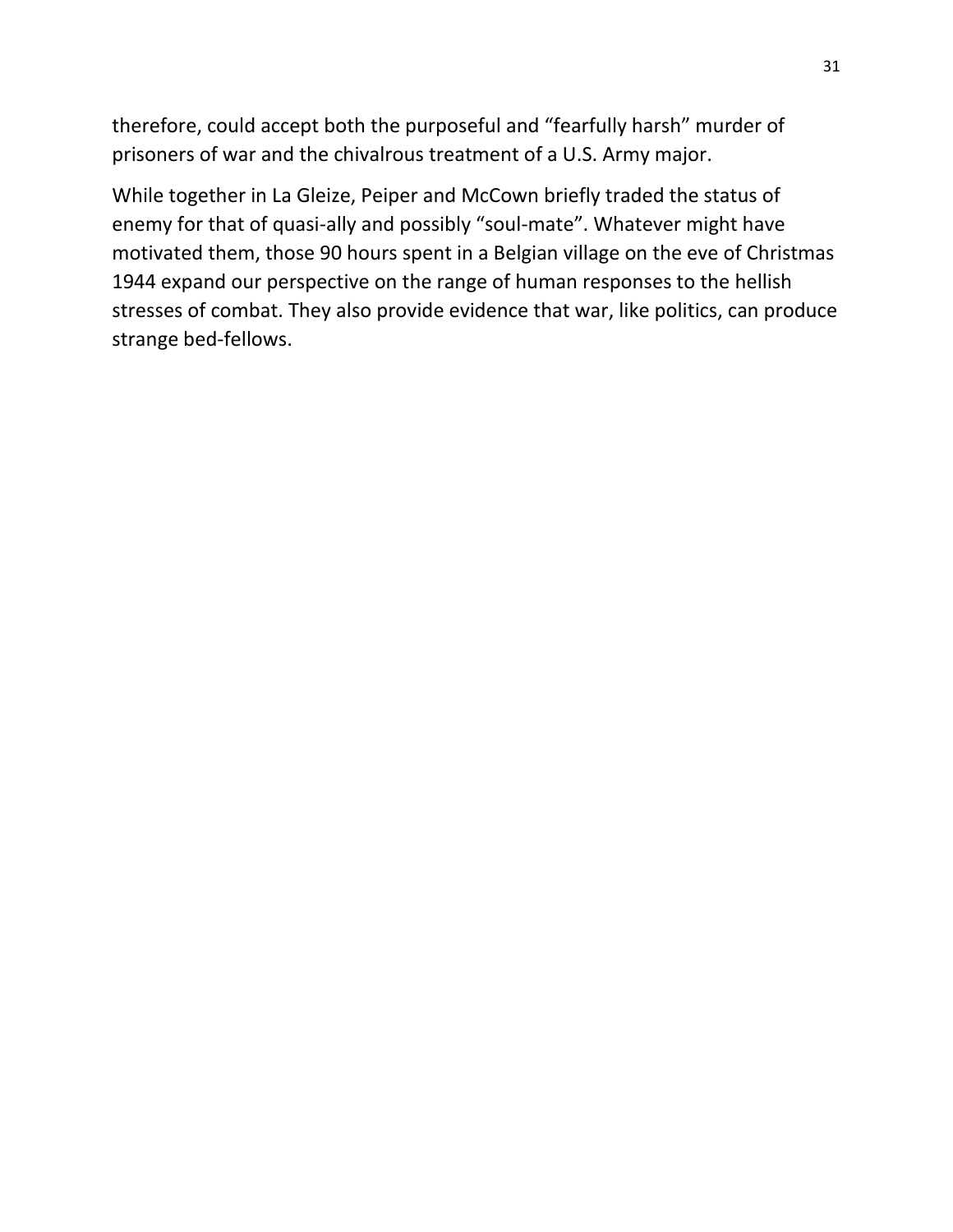therefore, could accept both the purposeful and “fearfully harsh” murder of prisoners of war and the chivalrous treatment of a U.S. Army major.

While together in La Gleize, Peiper and McCown briefly traded the status of enemy for that of quasi-ally and possibly “soul-mate”. Whatever might have motivated them, those 90 hours spent in a Belgian village on the eve of Christmas 1944 expand our perspective on the range of human responses to the hellish stresses of combat. They also provide evidence that war, like politics, can produce strange bed-fellows.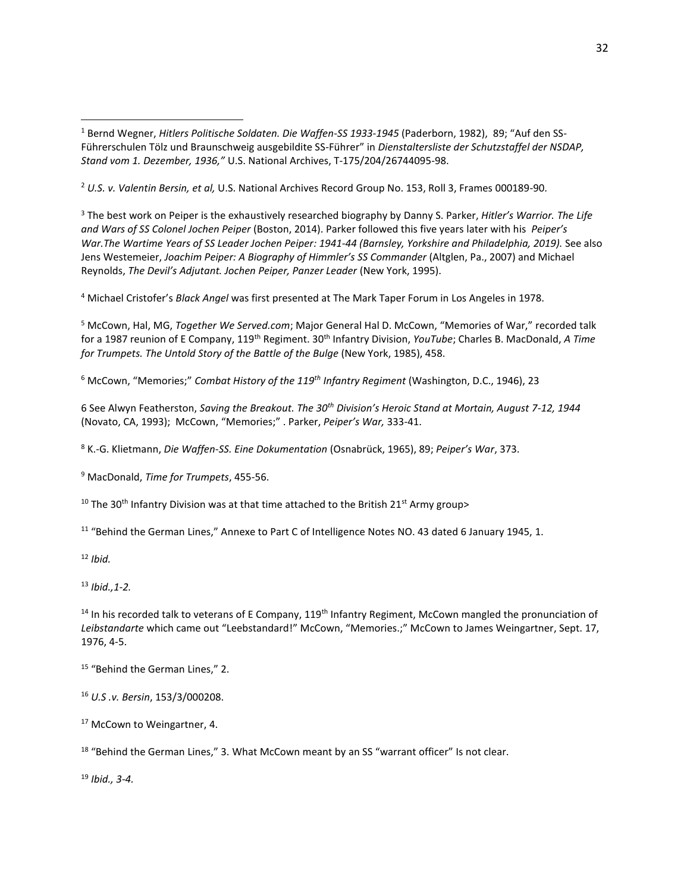[1] Bernd Wegner, *Hitlers Politische Soldaten. Die Waffen-SS 1933-1945* (Paderborn, 1982), 89; "Auf den SS-Führerschulen Tölz und Braunschweig ausgebildite SS-Führer" in *Dienstaltersliste der Schutzstaffel der NSDAP, Stand vom 1. Dezember, 1936,"* U.S. National Archives, T-175/204/26744095-98.

[2] *U.S. v. Valentin Bersin, et al,* U.S. National Archives Record Group No. 153, Roll 3, Frames 000189-90.

[3] The best work on Peiper is the exhaustively researched biography by Danny S. Parker, *Hitler's Warrior. The Life and Wars of SS Colonel Jochen Peiper* (Boston, 2014). Parker followed this five years later with his *Peiper's War.The Wartime Years of SS Leader Jochen Peiper: 1941-44 (Barnsley, Yorkshire and Philadelphia, 2019).* See also Jens Westemeier, *Joachim Peiper: A Biography of Himmler's SS Commander* (Altglen, Pa., 2007) and Michael Reynolds, *The Devil's Adjutant. Jochen Peiper, Panzer Leader* (New York, 1995).

[4] Michael Cristofer's *Black Angel* was first presented at The Mark Taper Forum in Los Angeles in 1978.

[5] McCown, Hal, MG, *Together We Served.com*; Major General Hal D. McCown, "Memories of War," recorded talk for a 1987 reunion of E Company, 119th Regiment. 30th Infantry Division, *YouTube*; Charles B. MacDonald, *A Time for Trumpets. The Untold Story of the Battle of the Bulge* (New York, 1985), 458.

[6] McCown, "Memories;" *Combat History of the 119th Infantry Regiment* (Washington, D.C., 1946), 23

6 See Alwyn Featherston, *Saving the Breakout. The 30th Division's Heroic Stand at Mortain, August 7-12, 1944* (Novato, CA, 1993); McCown, "Memories;" . Parker, *Peiper's War,* 333-41.

[8] K.-G. Klietmann, *Die Waffen-SS. Eine Dokumentation* (Osnabrück, 1965), 89; *Peiper's War*, 373.

[9] MacDonald, *Time for Trumpets*, 455-56.

[10] The 30th Infantry Division was at that time attached to the British 21st Army group>

[11] "Behind the German Lines," Annexe to Part C of Intelligence Notes NO. 43 dated 6 January 1945, 1.

[12] *Ibid.*

[13] *Ibid.,1-2.*

[14] In his recorded talk to veterans of E Company, 119th Infantry Regiment, McCown mangled the pronunciation of *Leibstandarte* which came out "Leebstandard!" McCown, "Memories.;" McCown to James Weingartner, Sept. 17, 1976, 4-5.

[15] "Behind the German Lines," 2.

[16] *U.S .v. Bersin*, 153/3/000208.

[17] McCown to Weingartner, 4.

[18] "Behind the German Lines," 3. What McCown meant by an SS "warrant officer" Is not clear.

[19] *Ibid., 3-4.*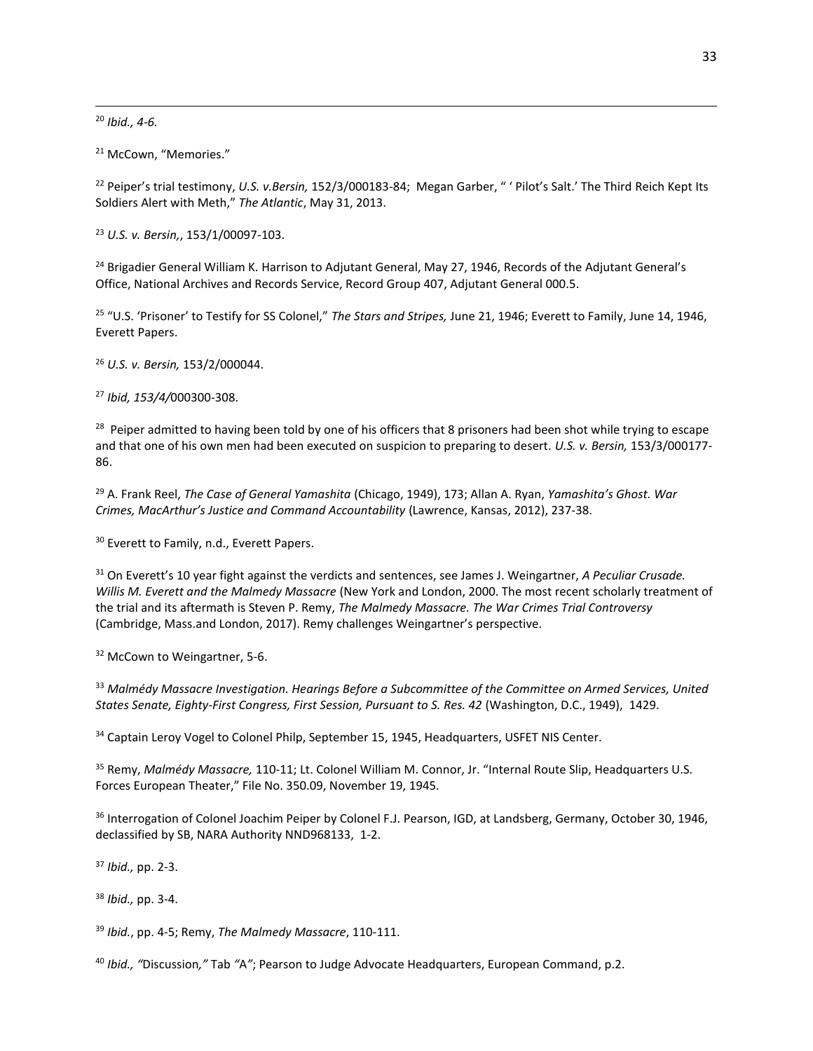[20] *Ibid., 4-6.*

[21] McCown, "Memories."

[22] Peiper's trial testimony, *U.S. v.Bersin,* 152/3/000183-84; Megan Garber, " ' Pilot's Salt.' The Third Reich Kept Its Soldiers Alert with Meth," *The Atlantic*, May 31, 2013.

[23] *U.S. v. Bersin,*, 153/1/00097-103.

[24] Brigadier General William K. Harrison to Adjutant General, May 27, 1946, Records of the Adjutant General's Office, National Archives and Records Service, Record Group 407, Adjutant General 000.5.

[25] "U.S. 'Prisoner' to Testify for SS Colonel," *The Stars and Stripes,* June 21, 1946; Everett to Family, June 14, 1946, Everett Papers.

[26] *U.S. v. Bersin,* 153/2/000044.

[27] *Ibid, 153/4/*000300-308.

[28] Peiper admitted to having been told by one of his officers that 8 prisoners had been shot while trying to escape and that one of his own men had been executed on suspicion to preparing to desert. *U.S. v. Bersin,* 153/3/000177-86.

[29] A. Frank Reel, *The Case of General Yamashita* (Chicago, 1949), 173; Allan A. Ryan, *Yamashita's Ghost. War Crimes, MacArthur's Justice and Command Accountability* (Lawrence, Kansas, 2012), 237-38.

[30] Everett to Family, n.d., Everett Papers.

[31] On Everett's 10 year fight against the verdicts and sentences, see James J. Weingartner, *A Peculiar Crusade. Willis M. Everett and the Malmedy Massacre* (New York and London, 2000. The most recent scholarly treatment of the trial and its aftermath is Steven P. Remy, *The Malmedy Massacre. The War Crimes Trial Controversy* (Cambridge, Mass.and London, 2017). Remy challenges Weingartner's perspective.

[32] McCown to Weingartner, 5-6.

[33] *Malmédy Massacre Investigation. Hearings Before a Subcommittee of the Committee on Armed Services, United States Senate, Eighty-First Congress, First Session, Pursuant to S. Res. 42* (Washington, D.C., 1949), 1429.

[34] Captain Leroy Vogel to Colonel Philp, September 15, 1945, Headquarters, USFET NIS Center.

[35] Remy, *Malmédy Massacre,* 110-11; Lt. Colonel William M. Connor, Jr. "Internal Route Slip, Headquarters U.S. Forces European Theater," File No. 350.09, November 19, 1945.

[36] Interrogation of Colonel Joachim Peiper by Colonel F.J. Pearson, IGD, at Landsberg, Germany, October 30, 1946, declassified by SB, NARA Authority NND968133, 1-2.

[37] *Ibid.,* pp. 2-3.

[38] *Ibid.,* pp. 3-4.

[39] *Ibid.*, pp. 4-5; Remy, *The Malmedy Massacre*, 110-111.

[40] *Ibid., "*Discussion*,"* Tab *"*A*"*; Pearson to Judge Advocate Headquarters, European Command, p.2.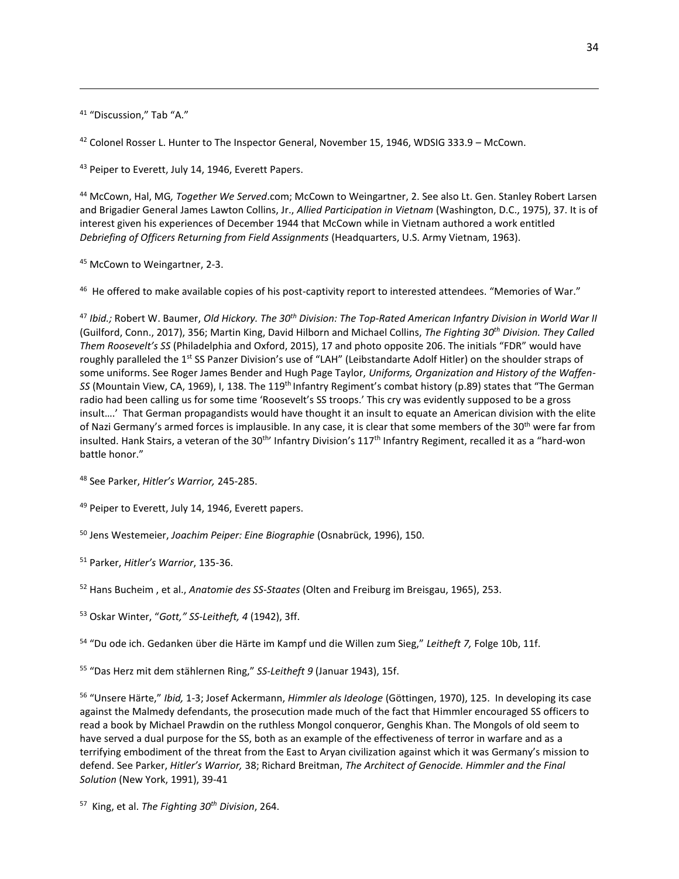[41] "Discussion," Tab "A."

[42] Colonel Rosser L. Hunter to The Inspector General, November 15, 1946, WDSIG 333.9 – McCown.

[43] Peiper to Everett, July 14, 1946, Everett Papers.

[44] McCown, Hal, MG*, Together We Served*.com; McCown to Weingartner, 2. See also Lt. Gen. Stanley Robert Larsen and Brigadier General James Lawton Collins, Jr., *Allied Participation in Vietnam* (Washington, D.C., 1975), 37. It is of interest given his experiences of December 1944 that McCown while in Vietnam authored a work entitled *Debriefing of Officers Returning from Field Assignments* (Headquarters, U.S. Army Vietnam, 1963).

[45] McCown to Weingartner, 2-3.

[46] He offered to make available copies of his post-captivity report to interested attendees. "Memories of War."

[47] *Ibid.;* Robert W. Baumer, *Old Hickory. The 30th Division: The Top-Rated American Infantry Division in World War II* (Guilford, Conn., 2017), 356; Martin King, David Hilborn and Michael Collins, *The Fighting 30th Division. They Called Them Roosevelt's SS* (Philadelphia and Oxford, 2015), 17 and photo opposite 206. The initials "FDR" would have roughly paralleled the 1st SS Panzer Division's use of "LAH" (Leibstandarte Adolf Hitler) on the shoulder straps of some uniforms. See Roger James Bender and Hugh Page Taylor, *Uniforms, Organization and History of the Waffen-SS* (Mountain View, CA, 1969), I, 138. The 119th Infantry Regiment's combat history (p.89) states that "The German radio had been calling us for some time 'Roosevelt's SS troops.' This cry was evidently supposed to be a gross insult….' That German propagandists would have thought it an insult to equate an American division with the elite of Nazi Germany's armed forces is implausible. In any case, it is clear that some members of the 30th were far from insulted. Hank Stairs, a veteran of the 30th' Infantry Division's 117th Infantry Regiment, recalled it as a "hard-won battle honor."

[48] See Parker, *Hitler's Warrior,* 245-285.

[49] Peiper to Everett, July 14, 1946, Everett papers.

[50] Jens Westemeier, *Joachim Peiper: Eine Biographie* (Osnabrück, 1996), 150.

[51] Parker, *Hitler's Warrior*, 135-36.

[52] Hans Bucheim , et al., *Anatomie des SS-Staates* (Olten and Freiburg im Breisgau, 1965), 253.

[53] Oskar Winter, "*Gott," SS-Leitheft, 4* (1942), 3ff.

[54] "Du ode ich. Gedanken über die Härte im Kampf und die Willen zum Sieg," *Leitheft 7,* Folge 10b, 11f.

[55] "Das Herz mit dem stählernen Ring," *SS-Leitheft 9* (Januar 1943), 15f.

[56] "Unsere Härte," *Ibid,* 1-3; Josef Ackermann, *Himmler als Ideologe* (Göttingen, 1970), 125. In developing its case against the Malmedy defendants, the prosecution made much of the fact that Himmler encouraged SS officers to read a book by Michael Prawdin on the ruthless Mongol conqueror, Genghis Khan. The Mongols of old seem to have served a dual purpose for the SS, both as an example of the effectiveness of terror in warfare and as a terrifying embodiment of the threat from the East to Aryan civilization against which it was Germany's mission to defend. See Parker, *Hitler's Warrior,* 38; Richard Breitman, *The Architect of Genocide. Himmler and the Final Solution* (New York, 1991), 39-41

[57] King, et al. *The Fighting 30th Division*, 264.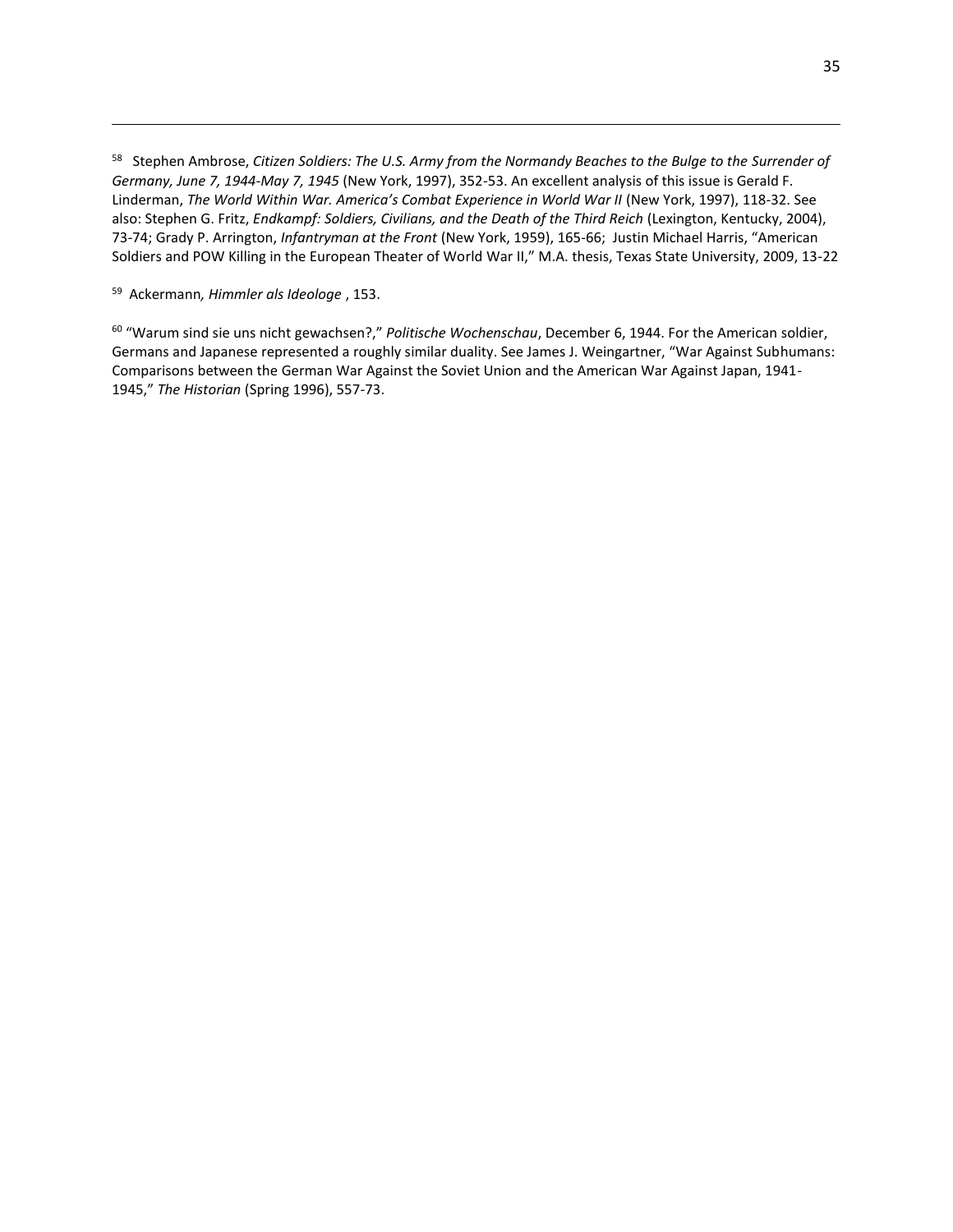[58] Stephen Ambrose, *Citizen Soldiers: The U.S. Army from the Normandy Beaches to the Bulge to the Surrender of Germany, June 7, 1944-May 7, 1945* (New York, 1997), 352-53. An excellent analysis of this issue is Gerald F. Linderman, *The World Within War. America's Combat Experience in World War II* (New York, 1997), 118-32. See also: Stephen G. Fritz, *Endkampf: Soldiers, Civilians, and the Death of the Third Reich* (Lexington, Kentucky, 2004), 73-74; Grady P. Arrington, *Infantryman at the Front* (New York, 1959), 165-66; Justin Michael Harris, "American Soldiers and POW Killing in the European Theater of World War II," M.A. thesis, Texas State University, 2009, 13-22

[59] Ackermann*, Himmler als Ideologe* , 153.

[60] "Warum sind sie uns nicht gewachsen?," *Politische Wochenschau*, December 6, 1944. For the American soldier, Germans and Japanese represented a roughly similar duality. See James J. Weingartner, "War Against Subhumans: Comparisons between the German War Against the Soviet Union and the American War Against Japan, 1941-1945," *The Historian* (Spring 1996), 557-73.